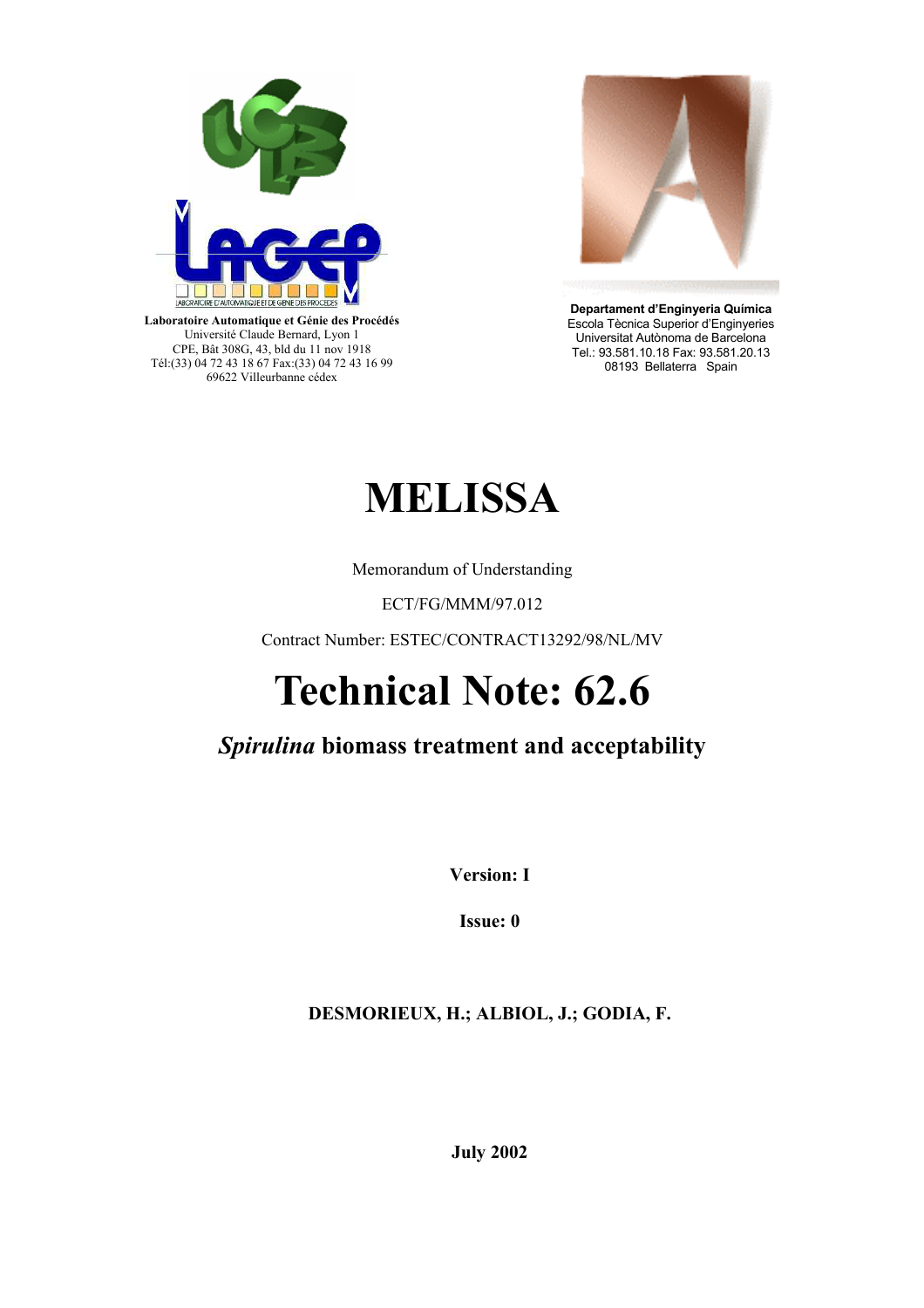Laboratoire Automatique et Génie des Procédés
Université Claude Bernard, Lyon 1
CPE, Bât 308G, 43, bld du 11 nov 1918
Tél:(33) 04 72 43 18 67 Fax:(33) 04 72 43 16 99
69622 Villeurbanne cédex

**Departament d'Enginyeria Química**
Escola Tècnica Superior d'Enginyeries
Universitat Autònoma de Barcelona
Tel.: 93.581.10.18 Fax: 93.581.20.13
08193 Bellaterra Spain

# MELISSA

Memorandum of Understanding

ECT/FG/MMM/97.012

Contract Number: ESTEC/CONTRACT13292/98/NL/MV

# Technical Note: 62.6

## *Spirulina* biomass treatment and acceptability

**Version: I**

**Issue: 0**

**DESMORIEUX, H.; ALBIOL, J.; GODIA, F.**

**July 2002**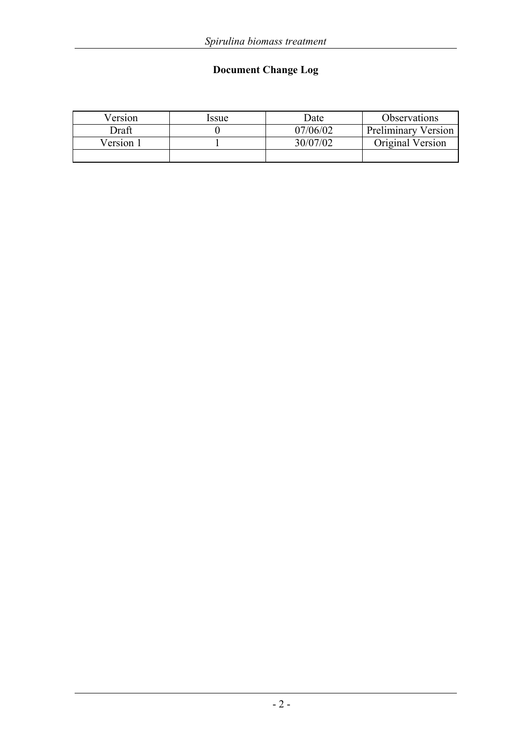**Document Change Log**

| Version | Issue | Date | Observations |
| --- | --- | --- | --- |
| Draft | 0 | 07/06/02 | Preliminary Version |
| Version 1 | 1 | 30/07/02 | Original Version |
| | | | |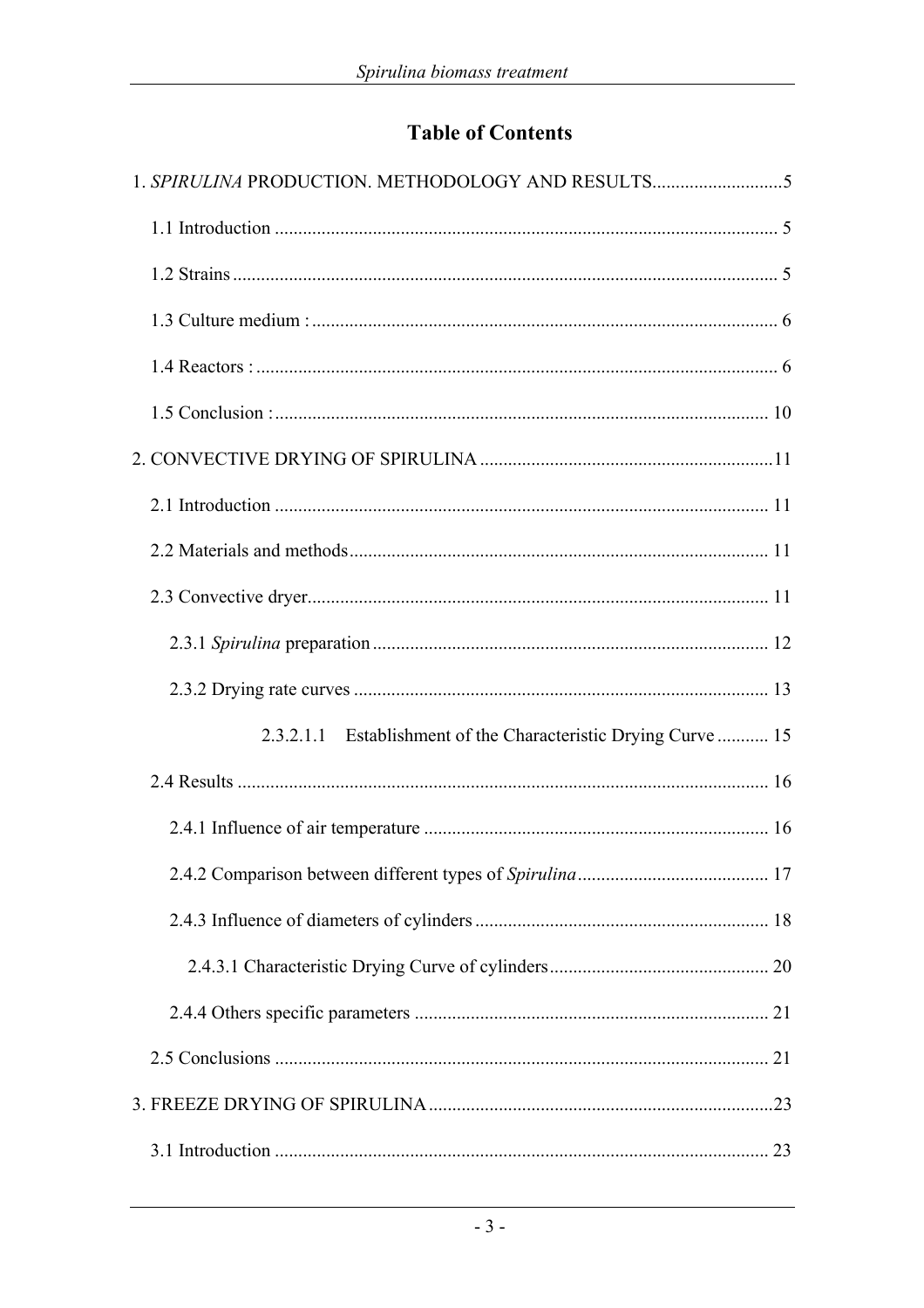# Table of Contents

1. *SPIRULINA* PRODUCTION. METHODOLOGY AND RESULTS............................5

   1.1 Introduction ........................................................................................................ 5

   1.2 Strains ................................................................................................................. 5

   1.3 Culture medium : ................................................................................................ 6

   1.4 Reactors : ............................................................................................................ 6

   1.5 Conclusion : ...................................................................................................... 10

2. CONVECTIVE DRYING OF SPIRULINA ..............................................................11

   2.1 Introduction ....................................................................................................... 11

   2.2 Materials and methods....................................................................................... 11

   2.3 Convective dryer................................................................................................ 11

      2.3.1 *Spirulina* preparation .................................................................................. 12

      2.3.2 Drying rate curves ...................................................................................... 13

         2.3.2.1.1 Establishment of the Characteristic Drying Curve ........... 15

   2.4 Results ............................................................................................................... 16

      2.4.1 Influence of air temperature ........................................................................ 16

      2.4.2 Comparison between different types of *Spirulina* ......................................... 17

      2.4.3 Influence of diameters of cylinders ............................................................. 18

         2.4.3.1 Characteristic Drying Curve of cylinders.............................................. 20

      2.4.4 Others specific parameters .......................................................................... 21

   2.5 Conclusions ....................................................................................................... 21

3. FREEZE DRYING OF SPIRULINA.........................................................................23

   3.1 Introduction ....................................................................................................... 23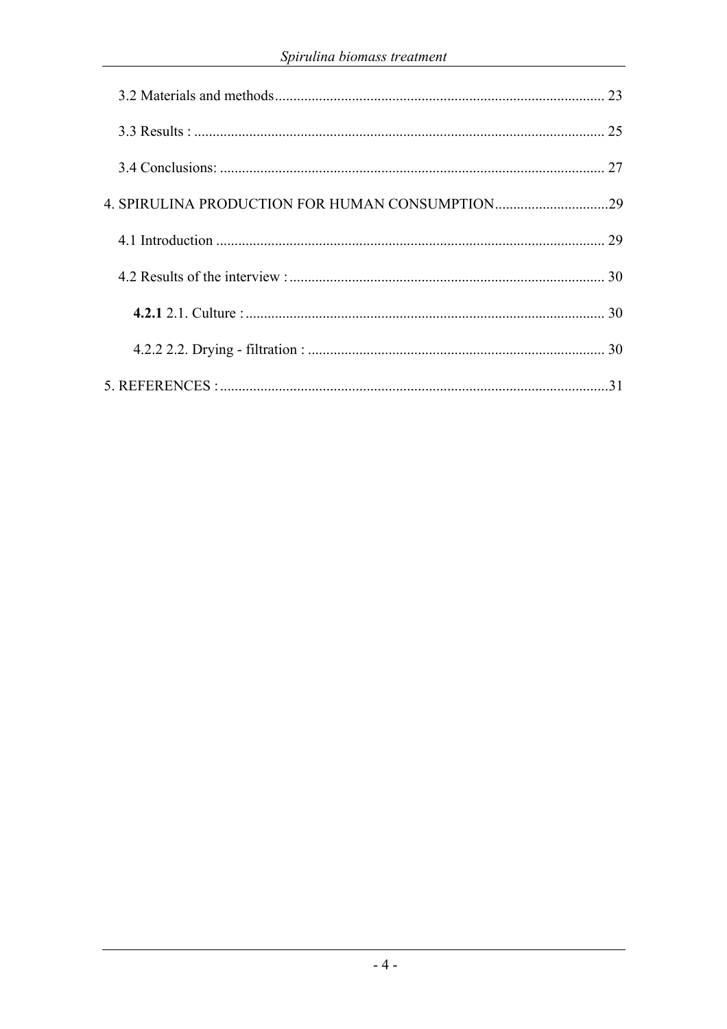3.2 Materials and methods ........................................................................................ 23

3.3 Results : ............................................................................................................. 25

3.4 Conclusions: ...................................................................................................... 27

4. SPIRULINA PRODUCTION FOR HUMAN CONSUMPTION ............................... 29

4.1 Introduction ........................................................................................................ 29

4.2 Results of the interview : .................................................................................... 30

**4.2.1** 2.1. Culture : ................................................................................................ 30

4.2.2 2.2. Drying - filtration : ................................................................................. 30

5. REFERENCES : ...................................................................................................... 31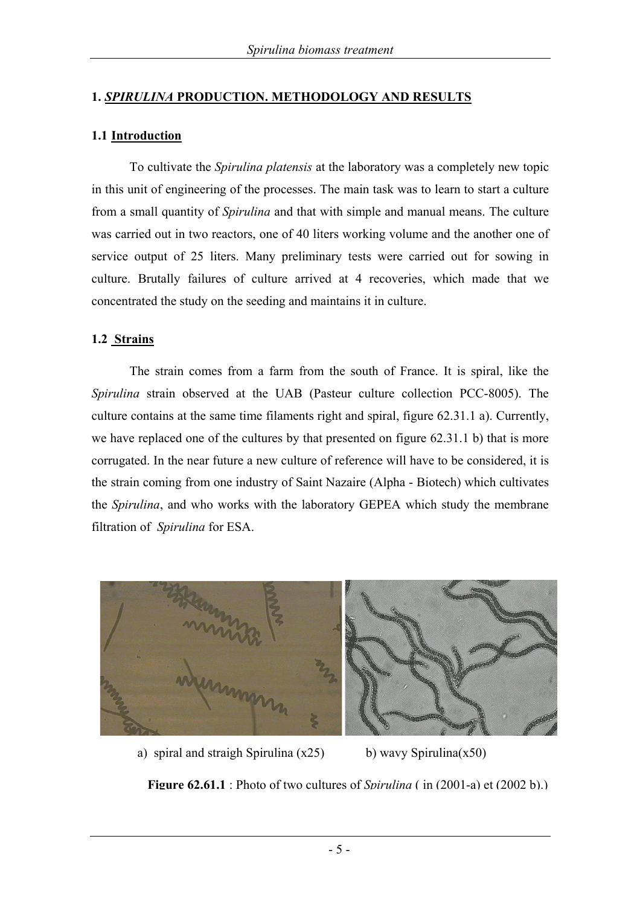## 1. *SPIRULINA* PRODUCTION. METHODOLOGY AND RESULTS

### 1.1 Introduction

To cultivate the *Spirulina platensis* at the laboratory was a completely new topic in this unit of engineering of the processes. The main task was to learn to start a culture from a small quantity of *Spirulina* and that with simple and manual means. The culture was carried out in two reactors, one of 40 liters working volume and the another one of service output of 25 liters. Many preliminary tests were carried out for sowing in culture. Brutally failures of culture arrived at 4 recoveries, which made that we concentrated the study on the seeding and maintains it in culture.

### 1.2 Strains

The strain comes from a farm from the south of France. It is spiral, like the *Spirulina* strain observed at the UAB (Pasteur culture collection PCC-8005). The culture contains at the same time filaments right and spiral, figure 62.31.1 a). Currently, we have replaced one of the cultures by that presented on figure 62.31.1 b) that is more corrugated. In the near future a new culture of reference will have to be considered, it is the strain coming from one industry of Saint Nazaire (Alpha - Biotech) which cultivates the *Spirulina*, and who works with the laboratory GEPEA which study the membrane filtration of *Spirulina* for ESA.

a) spiral and straigh Spirulina (x25) b) wavy Spirulina(x50)

**Figure 62.61.1** : Photo of two cultures of *Spirulina* ( in (2001-a) et (2002 b).)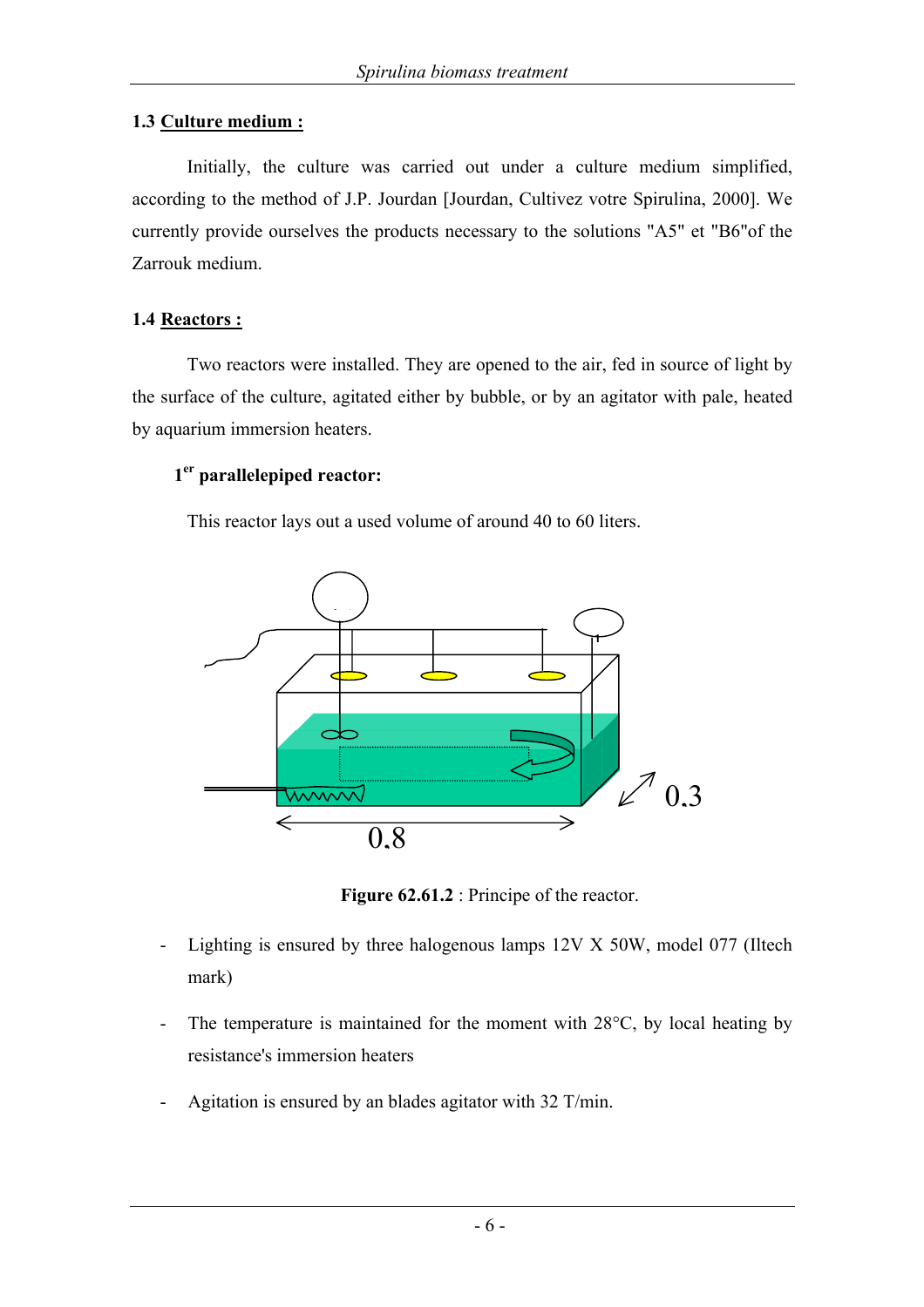## 1.3 Culture medium :

Initially, the culture was carried out under a culture medium simplified, according to the method of J.P. Jourdan [Jourdan, Cultivez votre Spirulina, 2000]. We currently provide ourselves the products necessary to the solutions "A5" et "B6"of the Zarrouk medium.

## 1.4 Reactors :

Two reactors were installed. They are opened to the air, fed in source of light by the surface of the culture, agitated either by bubble, or by an agitator with pale, heated by aquarium immersion heaters.

### 1^er^ parallelepiped reactor:

This reactor lays out a used volume of around 40 to 60 liters.

**Figure 62.61.2** : Principle of the reactor.

- Lighting is ensured by three halogenous lamps 12V X 50W, model 077 (Iltech mark)
- The temperature is maintained for the moment with 28°C, by local heating by resistance's immersion heaters
- Agitation is ensured by an blades agitator with 32 T/min.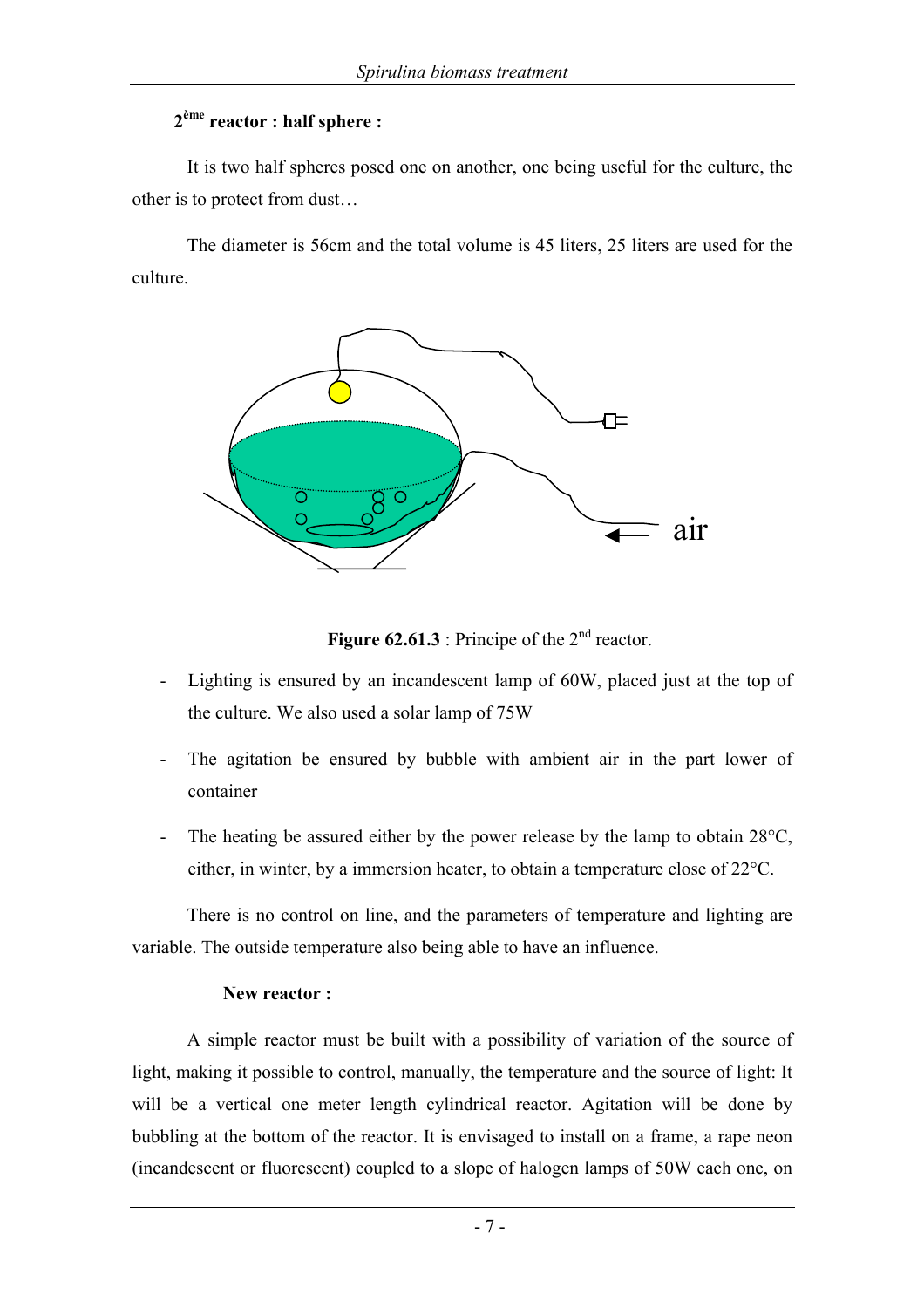**2ème reactor : half sphere :**

It is two half spheres posed one on another, one being useful for the culture, the other is to protect from dust…

The diameter is 56cm and the total volume is 45 liters, 25 liters are used for the culture.

**Figure 62.61.3** : Principe of the 2nd reactor.

- Lighting is ensured by an incandescent lamp of 60W, placed just at the top of the culture. We also used a solar lamp of 75W
- The agitation be ensured by bubble with ambient air in the part lower of container
- The heating be assured either by the power release by the lamp to obtain 28°C, either, in winter, by a immersion heater, to obtain a temperature close of 22°C.

There is no control on line, and the parameters of temperature and lighting are variable. The outside temperature also being able to have an influence.

**New reactor :**

A simple reactor must be built with a possibility of variation of the source of light, making it possible to control, manually, the temperature and the source of light: It will be a vertical one meter length cylindrical reactor. Agitation will be done by bubbling at the bottom of the reactor. It is envisaged to install on a frame, a rape neon (incandescent or fluorescent) coupled to a slope of halogen lamps of 50W each one, on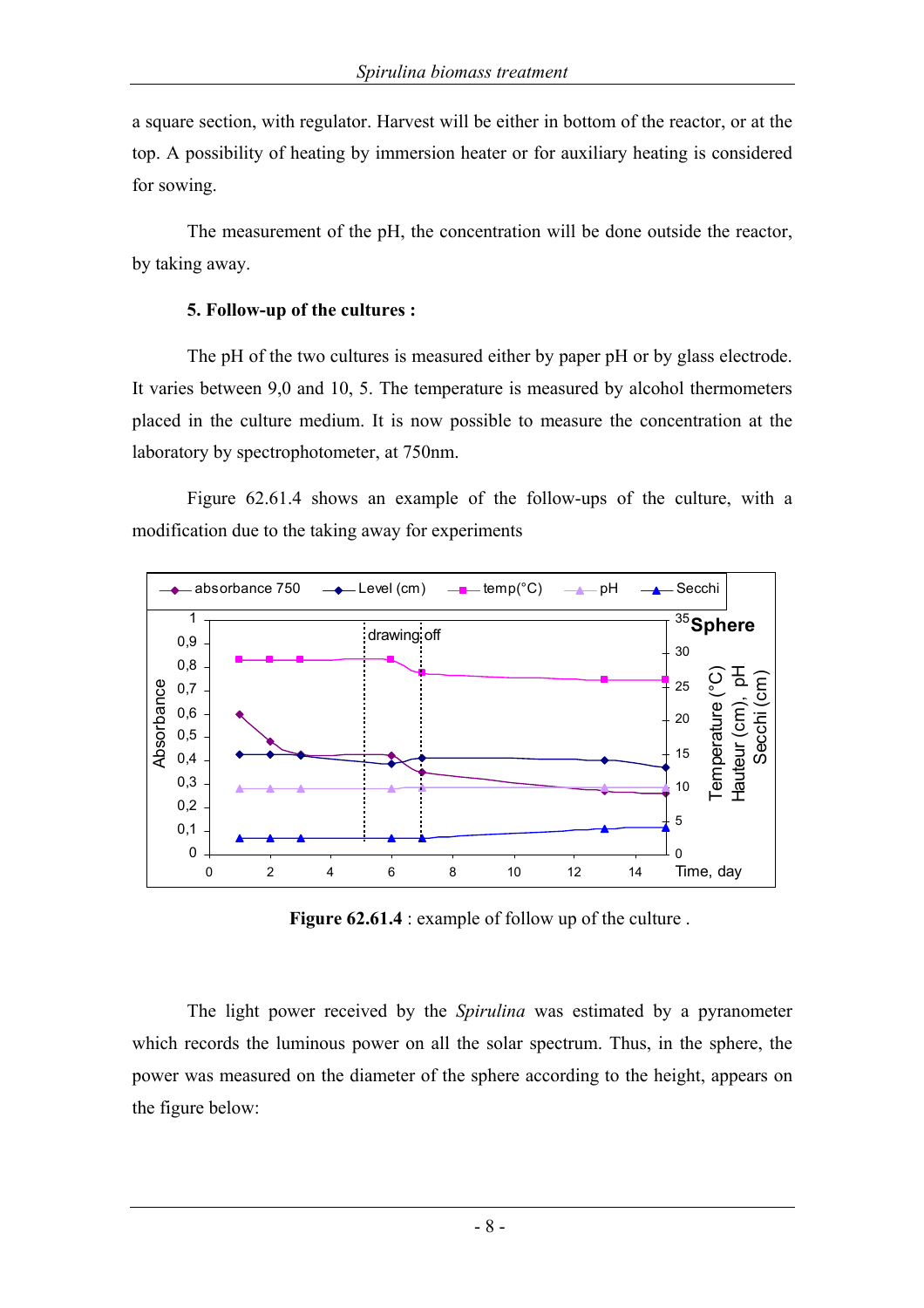a square section, with regulator. Harvest will be either in bottom of the reactor, or at the top. A possibility of heating by immersion heater or for auxiliary heating is considered for sowing.

The measurement of the pH, the concentration will be done outside the reactor, by taking away.

**5. Follow-up of the cultures :**

The pH of the two cultures is measured either by paper pH or by glass electrode. It varies between 9,0 and 10, 5. The temperature is measured by alcohol thermometers placed in the culture medium. It is now possible to measure the concentration at the laboratory by spectrophotometer, at 750nm.

Figure 62.61.4 shows an example of the follow-ups of the culture, with a modification due to the taking away for experiments

**Figure 62.61.4** : example of follow up of the culture .

The light power received by the *Spirulina* was estimated by a pyranometer which records the luminous power on all the solar spectrum. Thus, in the sphere, the power was measured on the diameter of the sphere according to the height, appears on the figure below: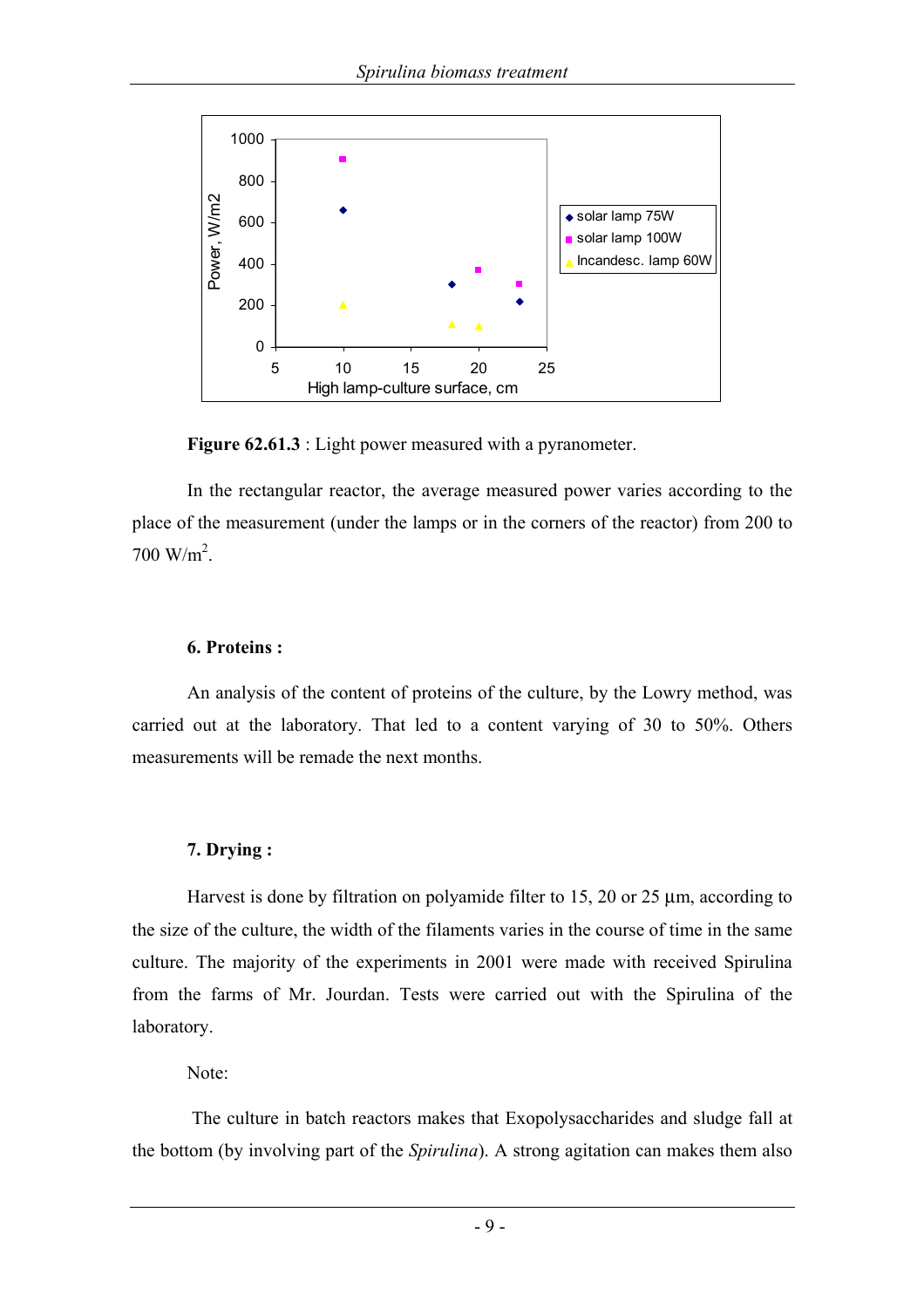**Figure 62.61.3** : Light power measured with a pyranometer.

In the rectangular reactor, the average measured power varies according to the place of the measurement (under the lamps or in the corners of the reactor) from 200 to 700 W/m$^2$.

**6. Proteins :**

An analysis of the content of proteins of the culture, by the Lowry method, was carried out at the laboratory. That led to a content varying of 30 to 50%. Others measurements will be remade the next months.

**7. Drying :**

Harvest is done by filtration on polyamide filter to 15, 20 or 25 µm, according to the size of the culture, the width of the filaments varies in the course of time in the same culture. The majority of the experiments in 2001 were made with received Spirulina from the farms of Mr. Jourdan. Tests were carried out with the Spirulina of the laboratory.

Note:

The culture in batch reactors makes that Exopolysaccharides and sludge fall at the bottom (by involving part of the *Spirulina*). A strong agitation can makes them also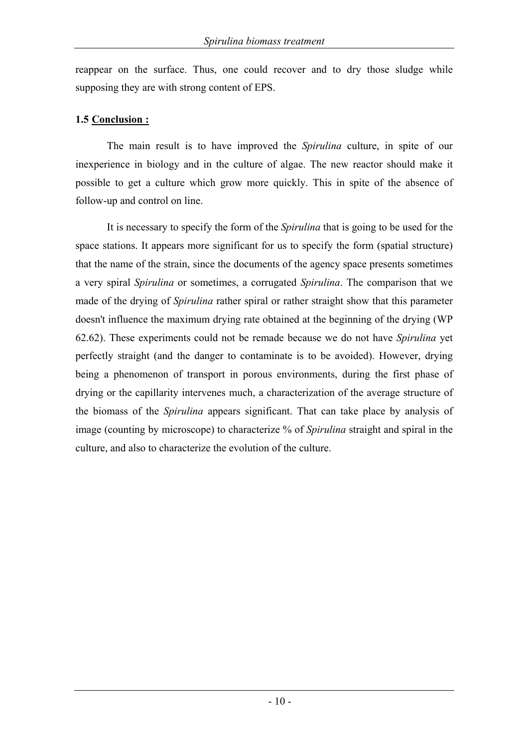reappear on the surface. Thus, one could recover and to dry those sludge while supposing they are with strong content of EPS.

### 1.5 <u>Conclusion :</u>

The main result is to have improved the *Spirulina* culture, in spite of our inexperience in biology and in the culture of algae. The new reactor should make it possible to get a culture which grow more quickly. This in spite of the absence of follow-up and control on line.

It is necessary to specify the form of the *Spirulina* that is going to be used for the space stations. It appears more significant for us to specify the form (spatial structure) that the name of the strain, since the documents of the agency space presents sometimes a very spiral *Spirulina* or sometimes, a corrugated *Spirulina*. The comparison that we made of the drying of *Spirulina* rather spiral or rather straight show that this parameter doesn't influence the maximum drying rate obtained at the beginning of the drying (WP 62.62). These experiments could not be remade because we do not have *Spirulina* yet perfectly straight (and the danger to contaminate is to be avoided). However, drying being a phenomenon of transport in porous environments, during the first phase of drying or the capillarity intervenes much, a characterization of the average structure of the biomass of the *Spirulina* appears significant. That can take place by analysis of image (counting by microscope) to characterize % of *Spirulina* straight and spiral in the culture, and also to characterize the evolution of the culture.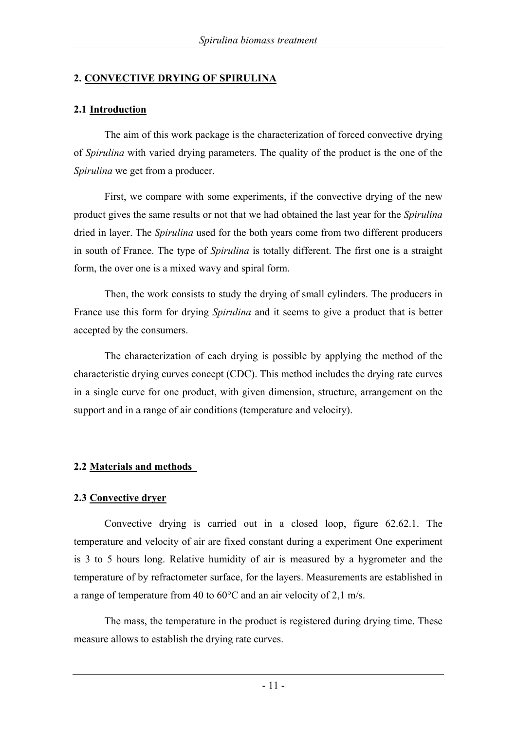## 2. CONVECTIVE DRYING OF SPIRULINA

### 2.1 Introduction

The aim of this work package is the characterization of forced convective drying of *Spirulina* with varied drying parameters. The quality of the product is the one of the *Spirulina* we get from a producer.

First, we compare with some experiments, if the convective drying of the new product gives the same results or not that we had obtained the last year for the *Spirulina* dried in layer. The *Spirulina* used for the both years come from two different producers in south of France. The type of *Spirulina* is totally different. The first one is a straight form, the over one is a mixed wavy and spiral form.

Then, the work consists to study the drying of small cylinders. The producers in France use this form for drying *Spirulina* and it seems to give a product that is better accepted by the consumers.

The characterization of each drying is possible by applying the method of the characteristic drying curves concept (CDC). This method includes the drying rate curves in a single curve for one product, with given dimension, structure, arrangement on the support and in a range of air conditions (temperature and velocity).

### 2.2 Materials and methods

### 2.3 Convective dryer

Convective drying is carried out in a closed loop, figure 62.62.1. The temperature and velocity of air are fixed constant during a experiment One experiment is 3 to 5 hours long. Relative humidity of air is measured by a hygrometer and the temperature of by refractometer surface, for the layers. Measurements are established in a range of temperature from 40 to 60°C and an air velocity of 2,1 m/s.

The mass, the temperature in the product is registered during drying time. These measure allows to establish the drying rate curves.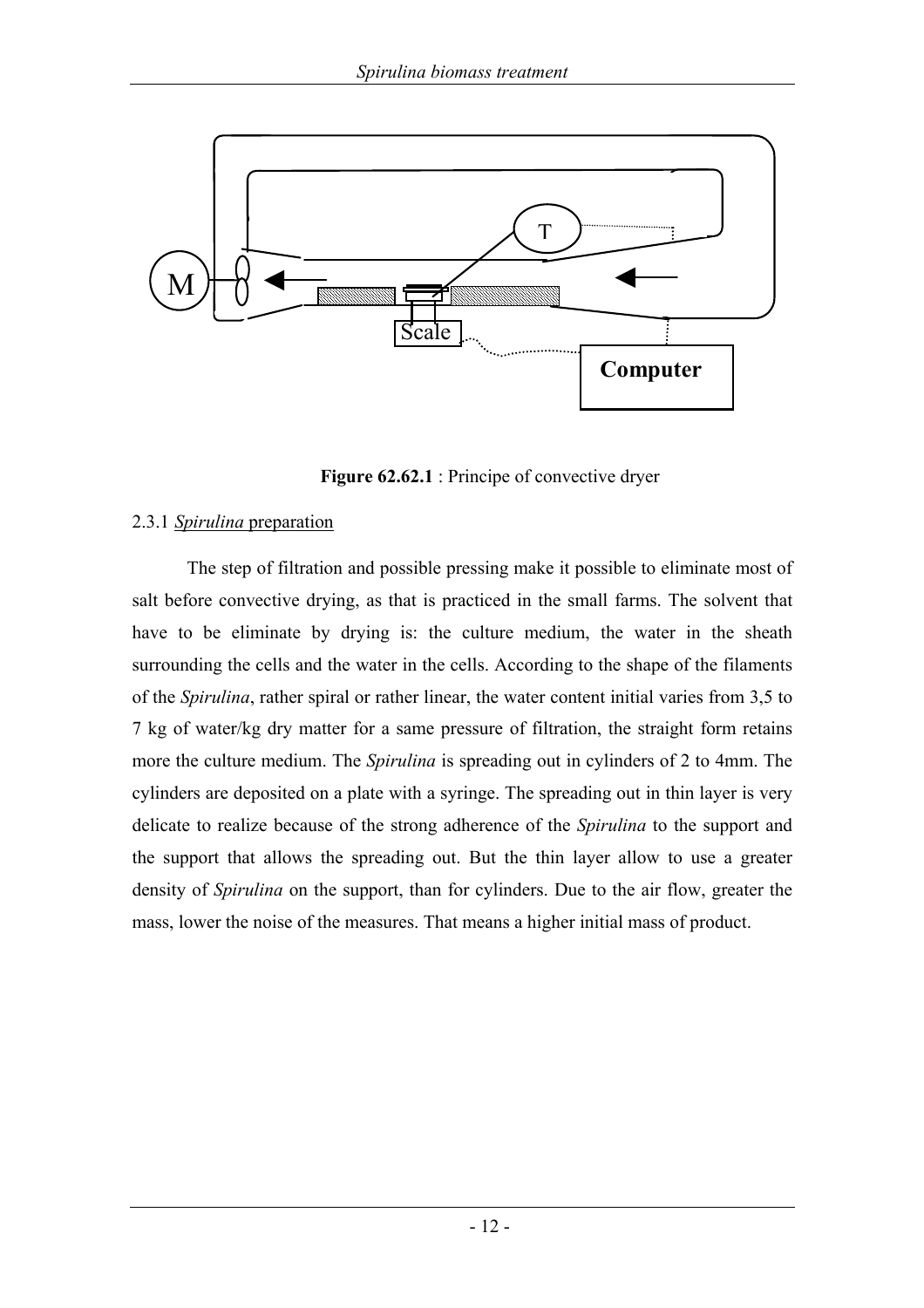**Figure 62.62.1** : Principe of convective dryer

2.3.1 *Spirulina* preparation

The step of filtration and possible pressing make it possible to eliminate most of salt before convective drying, as that is practiced in the small farms. The solvent that have to be eliminate by drying is: the culture medium, the water in the sheath surrounding the cells and the water in the cells. According to the shape of the filaments of the *Spirulina*, rather spiral or rather linear, the water content initial varies from 3,5 to 7 kg of water/kg dry matter for a same pressure of filtration, the straight form retains more the culture medium. The *Spirulina* is spreading out in cylinders of 2 to 4mm. The cylinders are deposited on a plate with a syringe. The spreading out in thin layer is very delicate to realize because of the strong adherence of the *Spirulina* to the support and the support that allows the spreading out. But the thin layer allow to use a greater density of *Spirulina* on the support, than for cylinders. Due to the air flow, greater the mass, lower the noise of the measures. That means a higher initial mass of product.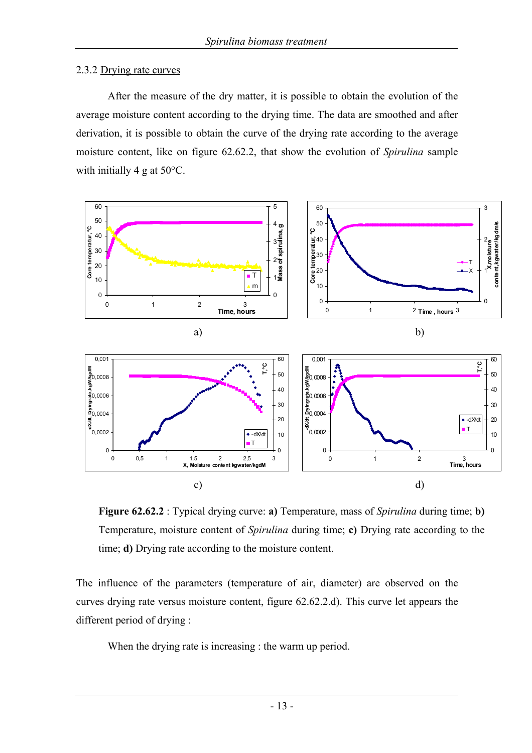### 2.3.2 Drying rate curves

After the measure of the dry matter, it is possible to obtain the evolution of the average moisture content according to the drying time. The data are smoothed and after derivation, it is possible to obtain the curve of the drying rate according to the average moisture content, like on figure 62.62.2, that show the evolution of *Spirulina* sample with initially 4 g at 50°C.

**Figure 62.62.2** : Typical drying curve: **a)** Temperature, mass of *Spirulina* during time; **b)** Temperature, moisture content of *Spirulina* during time; **c)** Drying rate according to the time; **d)** Drying rate according to the moisture content.

The influence of the parameters (temperature of air, diameter) are observed on the curves drying rate versus moisture content, figure 62.62.2.d). This curve let appears the different period of drying :

When the drying rate is increasing : the warm up period.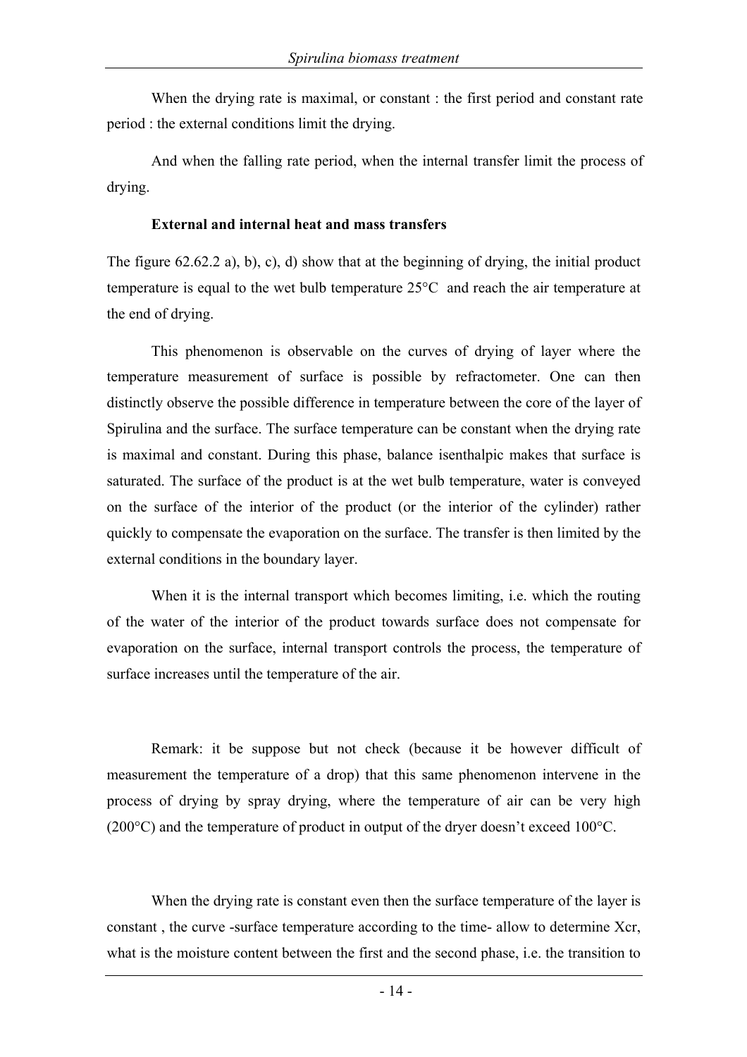When the drying rate is maximal, or constant : the first period and constant rate period : the external conditions limit the drying.

And when the falling rate period, when the internal transfer limit the process of drying.

**External and internal heat and mass transfers**

The figure 62.62.2 a), b), c), d) show that at the beginning of drying, the initial product temperature is equal to the wet bulb temperature 25°C and reach the air temperature at the end of drying.

This phenomenon is observable on the curves of drying of layer where the temperature measurement of surface is possible by refractometer. One can then distinctly observe the possible difference in temperature between the core of the layer of Spirulina and the surface. The surface temperature can be constant when the drying rate is maximal and constant. During this phase, balance isenthalpic makes that surface is saturated. The surface of the product is at the wet bulb temperature, water is conveyed on the surface of the interior of the product (or the interior of the cylinder) rather quickly to compensate the evaporation on the surface. The transfer is then limited by the external conditions in the boundary layer.

When it is the internal transport which becomes limiting, i.e. which the routing of the water of the interior of the product towards surface does not compensate for evaporation on the surface, internal transport controls the process, the temperature of surface increases until the temperature of the air.

Remark: it be suppose but not check (because it be however difficult of measurement the temperature of a drop) that this same phenomenon intervene in the process of drying by spray drying, where the temperature of air can be very high (200°C) and the temperature of product in output of the dryer doesn't exceed 100°C.

When the drying rate is constant even then the surface temperature of the layer is constant , the curve -surface temperature according to the time- allow to determine Xcr, what is the moisture content between the first and the second phase, i.e. the transition to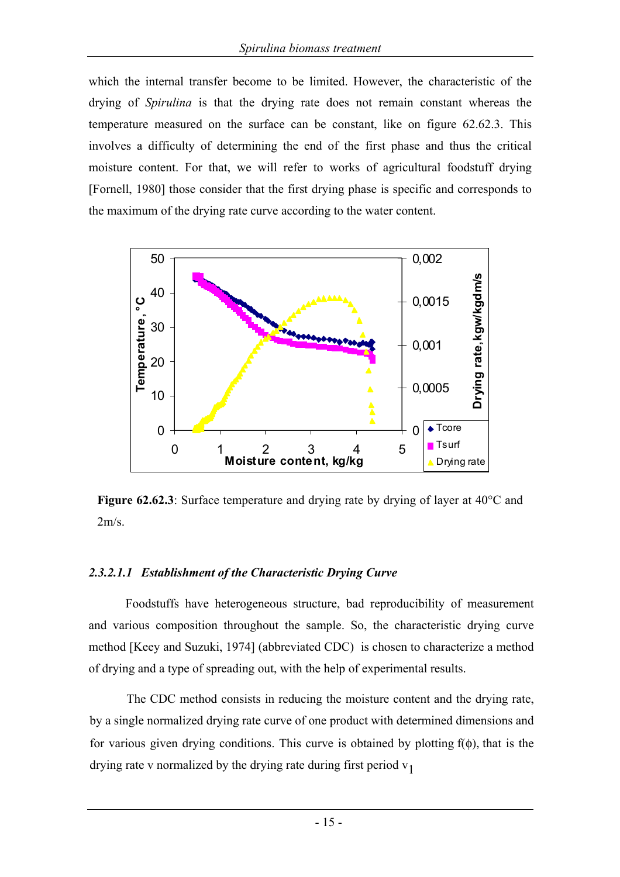which the internal transfer become to be limited. However, the characteristic of the drying of *Spirulina* is that the drying rate does not remain constant whereas the temperature measured on the surface can be constant, like on figure 62.62.3. This involves a difficulty of determining the end of the first phase and thus the critical moisture content. For that, we will refer to works of agricultural foodstuff drying [Fornell, 1980] those consider that the first drying phase is specific and corresponds to the maximum of the drying rate curve according to the water content.

**Figure 62.62.3**: Surface temperature and drying rate by drying of layer at 40°C and 2m/s.

#### *2.3.2.1.1 Establishment of the Characteristic Drying Curve*

Foodstuffs have heterogeneous structure, bad reproducibility of measurement and various composition throughout the sample. So, the characteristic drying curve method [Keey and Suzuki, 1974] (abbreviated CDC) is chosen to characterize a method of drying and a type of spreading out, with the help of experimental results.

The CDC method consists in reducing the moisture content and the drying rate, by a single normalized drying rate curve of one product with determined dimensions and for various given drying conditions. This curve is obtained by plotting $f(\phi)$, that is the drying rate v normalized by the drying rate during first period $v_1$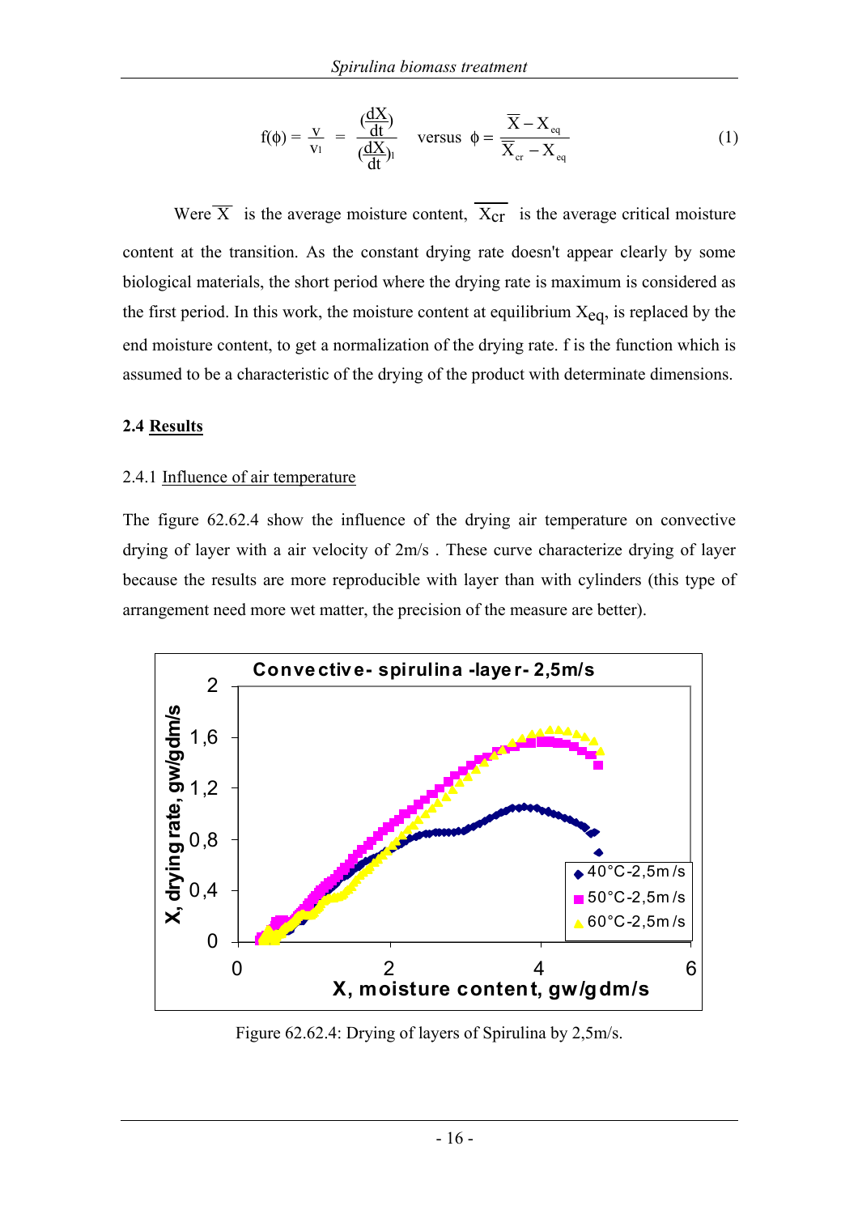$$f(\phi) = \frac{v}{v_l} = \frac{(\frac{dX}{dt})}{(\frac{dX}{dt})_l} \quad \text{versus} \quad \phi = \frac{\overline{X} - X_{eq}}{\overline{X}_{cr} - X_{eq}} \tag{1}$$

Were $\overline{X}$ is the average moisture content, $\overline{X_{cr}}$ is the average critical moisture content at the transition. As the constant drying rate doesn't appear clearly by some biological materials, the short period where the drying rate is maximum is considered as the first period. In this work, the moisture content at equilibrium $X_{eq}$, is replaced by the end moisture content, to get a normalization of the drying rate. f is the function which is assumed to be a characteristic of the drying of the product with determinate dimensions.

## 2.4 Results

### 2.4.1 Influence of air temperature

The figure 62.62.4 show the influence of the drying air temperature on convective drying of layer with a air velocity of 2m/s . These curve characterize drying of layer because the results are more reproducible with layer than with cylinders (this type of arrangement need more wet matter, the precision of the measure are better).

Figure 62.62.4: Drying of layers of Spirulina by 2,5m/s.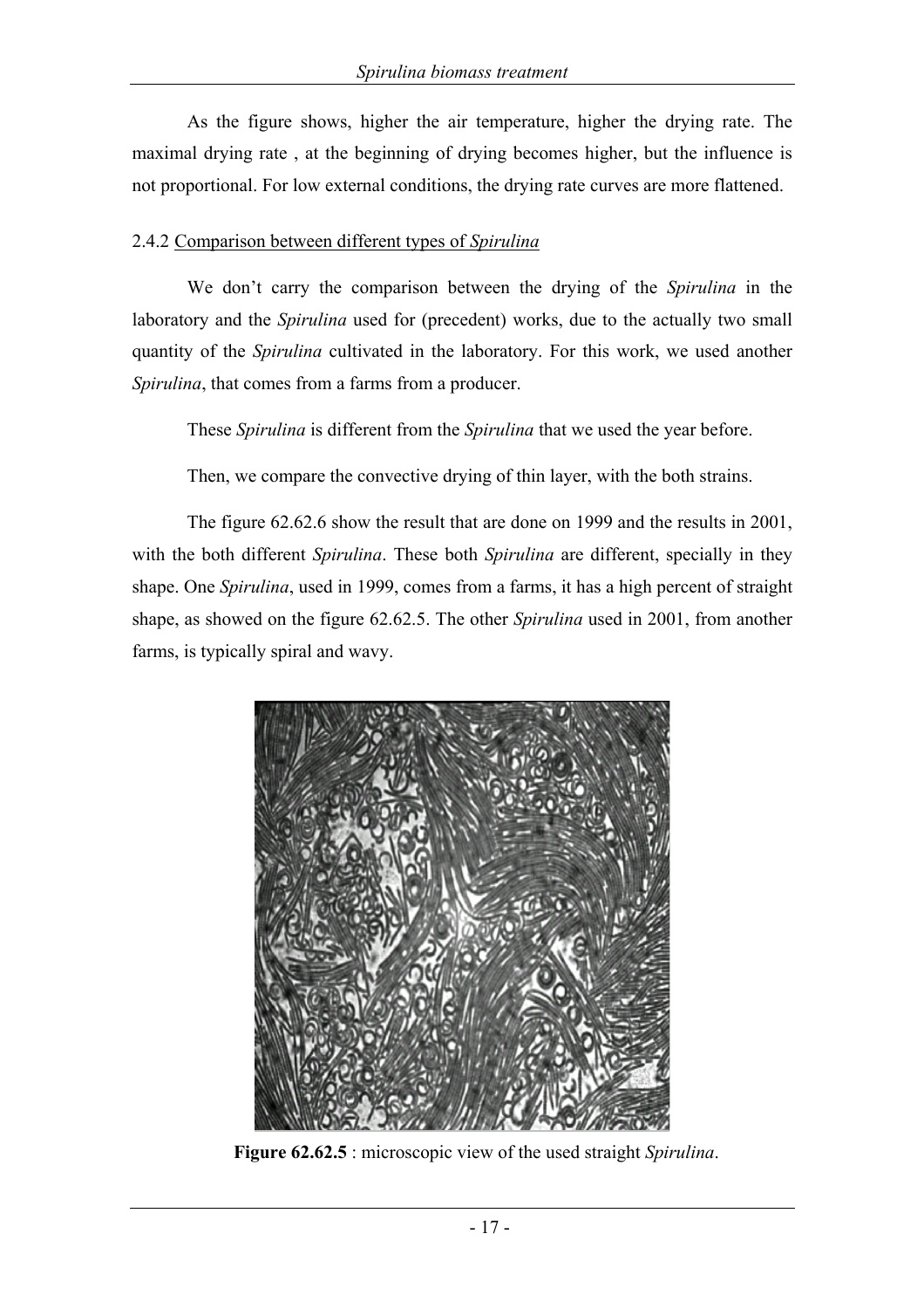As the figure shows, higher the air temperature, higher the drying rate. The maximal drying rate , at the beginning of drying becomes higher, but the influence is not proportional. For low external conditions, the drying rate curves are more flattened.

### 2.4.2 Comparison between different types of *Spirulina*

We don't carry the comparison between the drying of the *Spirulina* in the laboratory and the *Spirulina* used for (precedent) works, due to the actually two small quantity of the *Spirulina* cultivated in the laboratory. For this work, we used another *Spirulina*, that comes from a farms from a producer.

These *Spirulina* is different from the *Spirulina* that we used the year before.

Then, we compare the convective drying of thin layer, with the both strains.

The figure 62.62.6 show the result that are done on 1999 and the results in 2001, with the both different *Spirulina*. These both *Spirulina* are different, specially in they shape. One *Spirulina*, used in 1999, comes from a farms, it has a high percent of straight shape, as showed on the figure 62.62.5. The other *Spirulina* used in 2001, from another farms, is typically spiral and wavy.

**Figure 62.62.5** : microscopic view of the used straight *Spirulina*.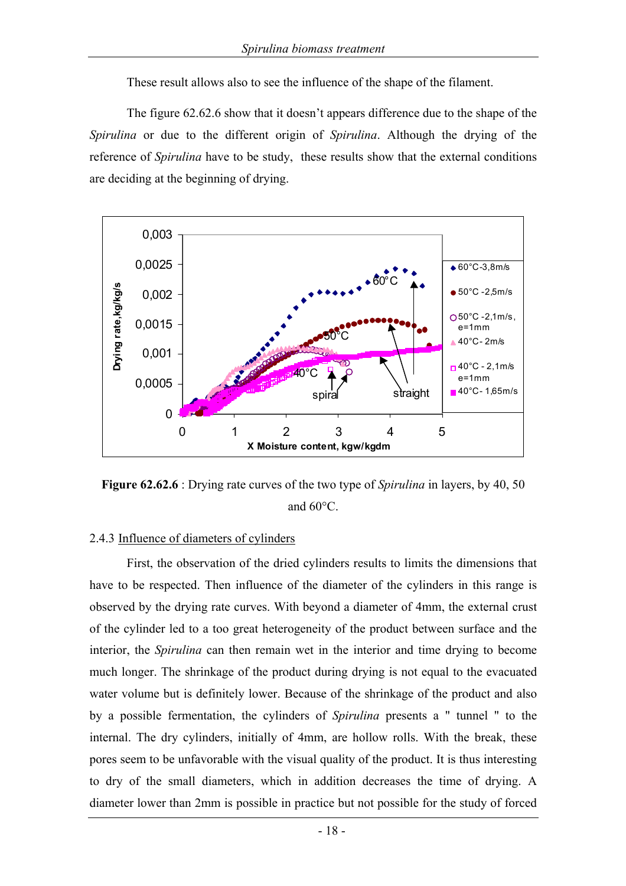These result allows also to see the influence of the shape of the filament.

The figure 62.62.6 show that it doesn't appears difference due to the shape of the *Spirulina* or due to the different origin of *Spirulina*. Although the drying of the reference of *Spirulina* have to be study, these results show that the external conditions are deciding at the beginning of drying.

**Figure 62.62.6** : Drying rate curves of the two type of *Spirulina* in layers, by 40, 50 and 60°C.

2.4.3 Influence of diameters of cylinders

First, the observation of the dried cylinders results to limits the dimensions that have to be respected. Then influence of the diameter of the cylinders in this range is observed by the drying rate curves. With beyond a diameter of 4mm, the external crust of the cylinder led to a too great heterogeneity of the product between surface and the interior, the *Spirulina* can then remain wet in the interior and time drying to become much longer. The shrinkage of the product during drying is not equal to the evacuated water volume but is definitely lower. Because of the shrinkage of the product and also by a possible fermentation, the cylinders of *Spirulina* presents a " tunnel " to the internal. The dry cylinders, initially of 4mm, are hollow rolls. With the break, these pores seem to be unfavorable with the visual quality of the product. It is thus interesting to dry of the small diameters, which in addition decreases the time of drying. A diameter lower than 2mm is possible in practice but not possible for the study of forced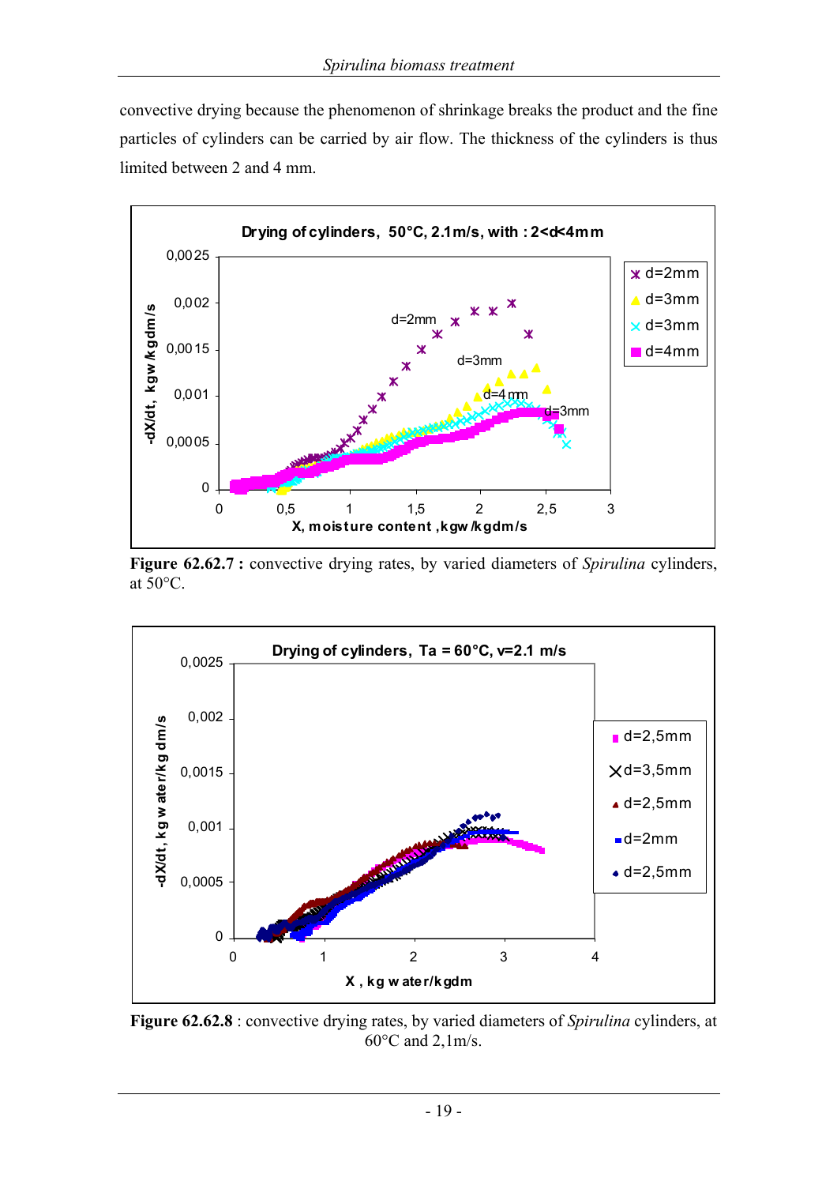convective drying because the phenomenon of shrinkage breaks the product and the fine particles of cylinders can be carried by air flow. The thickness of the cylinders is thus limited between 2 and 4 mm.

**Figure 62.62.7 :** convective drying rates, by varied diameters of *Spirulina* cylinders, at 50°C.

**Figure 62.62.8** : convective drying rates, by varied diameters of *Spirulina* cylinders, at 60°C and 2,1m/s.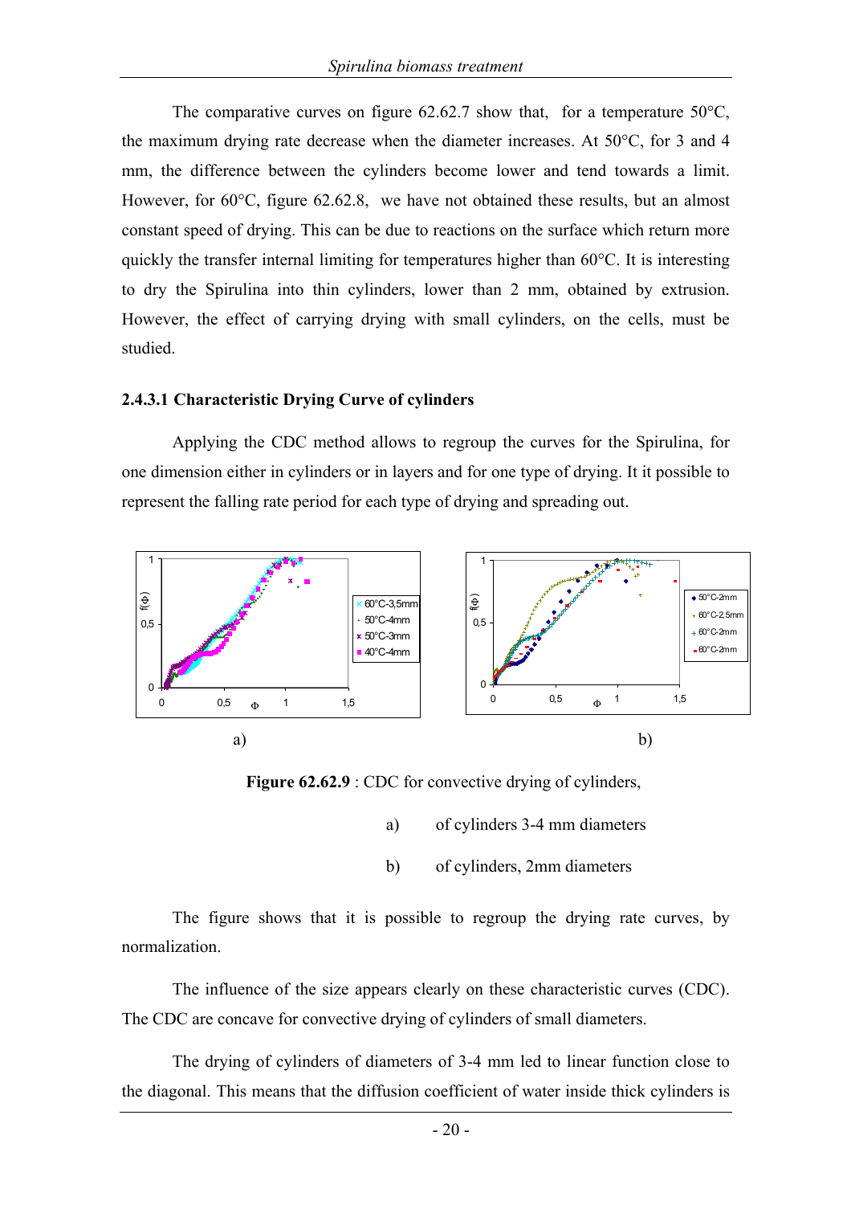The comparative curves on figure 62.62.7 show that, for a temperature 50°C, the maximum drying rate decrease when the diameter increases. At 50°C, for 3 and 4 mm, the difference between the cylinders become lower and tend towards a limit. However, for 60°C, figure 62.62.8, we have not obtained these results, but an almost constant speed of drying. This can be due to reactions on the surface which return more quickly the transfer internal limiting for temperatures higher than 60°C. It is interesting to dry the Spirulina into thin cylinders, lower than 2 mm, obtained by extrusion. However, the effect of carrying drying with small cylinders, on the cells, must be studied.

### 2.4.3.1 Characteristic Drying Curve of cylinders

Applying the CDC method allows to regroup the curves for the Spirulina, for one dimension either in cylinders or in layers and for one type of drying. It it possible to represent the falling rate period for each type of drying and spreading out.

**Figure 62.62.9** : CDC for convective drying of cylinders,

a) of cylinders 3-4 mm diameters

b) of cylinders, 2mm diameters

The figure shows that it is possible to regroup the drying rate curves, by normalization.

The influence of the size appears clearly on these characteristic curves (CDC). The CDC are concave for convective drying of cylinders of small diameters.

The drying of cylinders of diameters of 3-4 mm led to linear function close to the diagonal. This means that the diffusion coefficient of water inside thick cylinders is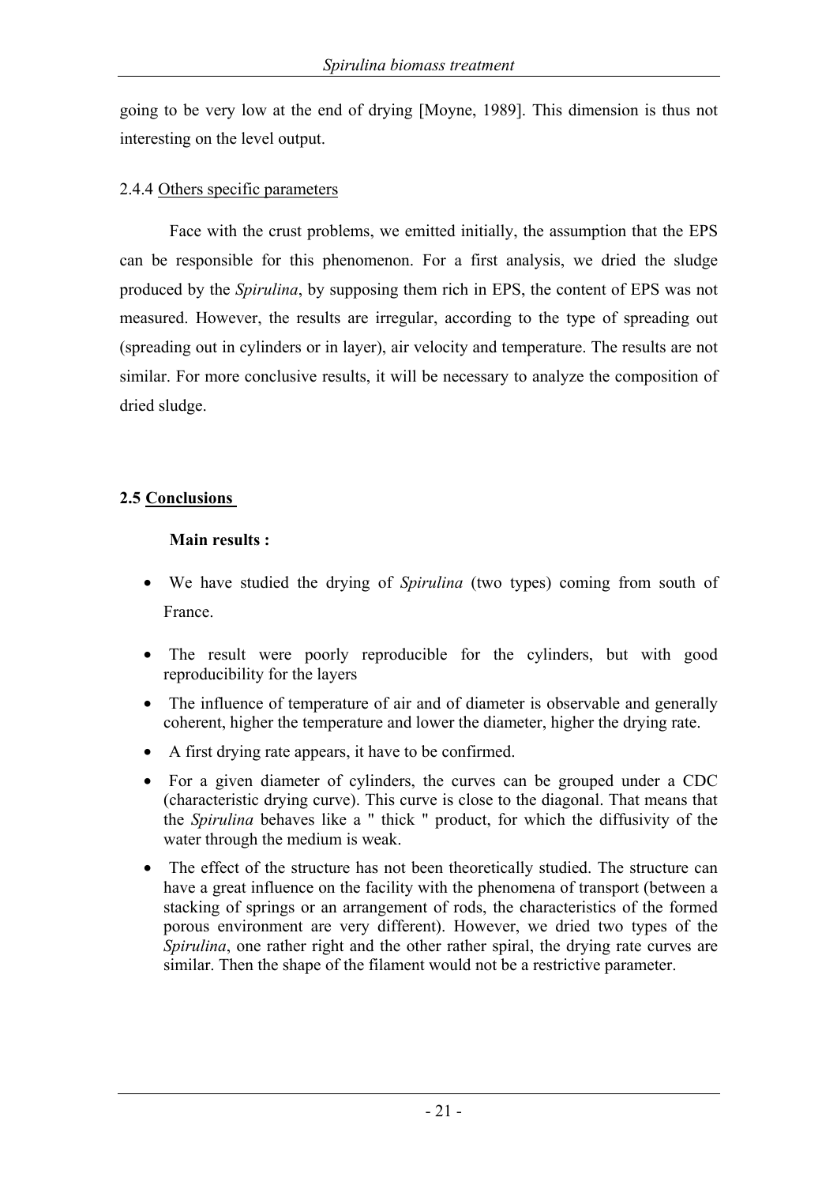going to be very low at the end of drying [Moyne, 1989]. This dimension is thus not interesting on the level output.

### 2.4.4 Others specific parameters

Face with the crust problems, we emitted initially, the assumption that the EPS can be responsible for this phenomenon. For a first analysis, we dried the sludge produced by the *Spirulina*, by supposing them rich in EPS, the content of EPS was not measured. However, the results are irregular, according to the type of spreading out (spreading out in cylinders or in layer), air velocity and temperature. The results are not similar. For more conclusive results, it will be necessary to analyze the composition of dried sludge.

## 2.5 Conclusions

**Main results :**

- We have studied the drying of *Spirulina* (two types) coming from south of France.
- The result were poorly reproducible for the cylinders, but with good reproducibility for the layers
- The influence of temperature of air and of diameter is observable and generally coherent, higher the temperature and lower the diameter, higher the drying rate.
- A first drying rate appears, it have to be confirmed.
- For a given diameter of cylinders, the curves can be grouped under a CDC (characteristic drying curve). This curve is close to the diagonal. That means that the *Spirulina* behaves like a " thick " product, for which the diffusivity of the water through the medium is weak.
- The effect of the structure has not been theoretically studied. The structure can have a great influence on the facility with the phenomena of transport (between a stacking of springs or an arrangement of rods, the characteristics of the formed porous environment are very different). However, we dried two types of the *Spirulina*, one rather right and the other rather spiral, the drying rate curves are similar. Then the shape of the filament would not be a restrictive parameter.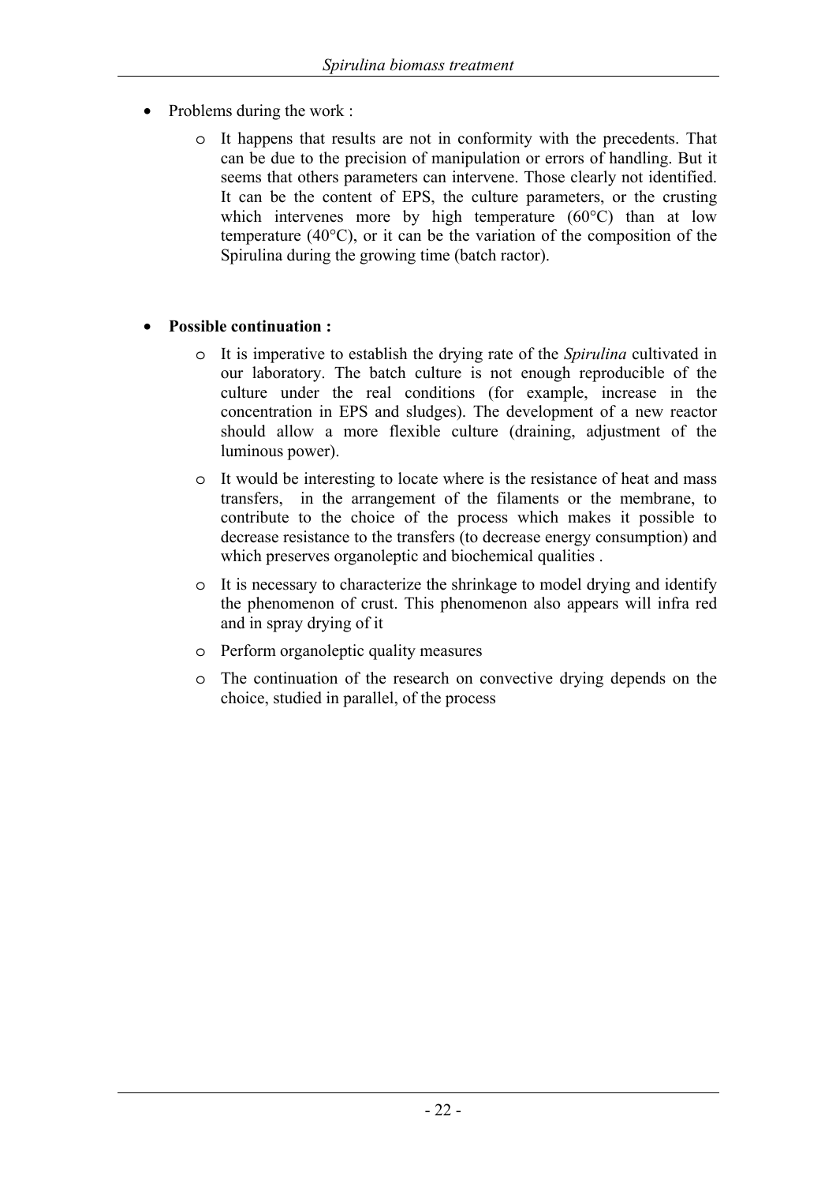- Problems during the work :
  - It happens that results are not in conformity with the precedents. That can be due to the precision of manipulation or errors of handling. But it seems that others parameters can intervene. Those clearly not identified. It can be the content of EPS, the culture parameters, or the crusting which intervenes more by high temperature (60°C) than at low temperature (40°C), or it can be the variation of the composition of the Spirulina during the growing time (batch ractor).

- **Possible continuation :**
  - It is imperative to establish the drying rate of the *Spirulina* cultivated in our laboratory. The batch culture is not enough reproducible of the culture under the real conditions (for example, increase in the concentration in EPS and sludges). The development of a new reactor should allow a more flexible culture (draining, adjustment of the luminous power).
  - It would be interesting to locate where is the resistance of heat and mass transfers, in the arrangement of the filaments or the membrane, to contribute to the choice of the process which makes it possible to decrease resistance to the transfers (to decrease energy consumption) and which preserves organoleptic and biochemical qualities .
  - It is necessary to characterize the shrinkage to model drying and identify the phenomenon of crust. This phenomenon also appears will infra red and in spray drying of it
  - Perform organoleptic quality measures
  - The continuation of the research on convective drying depends on the choice, studied in parallel, of the process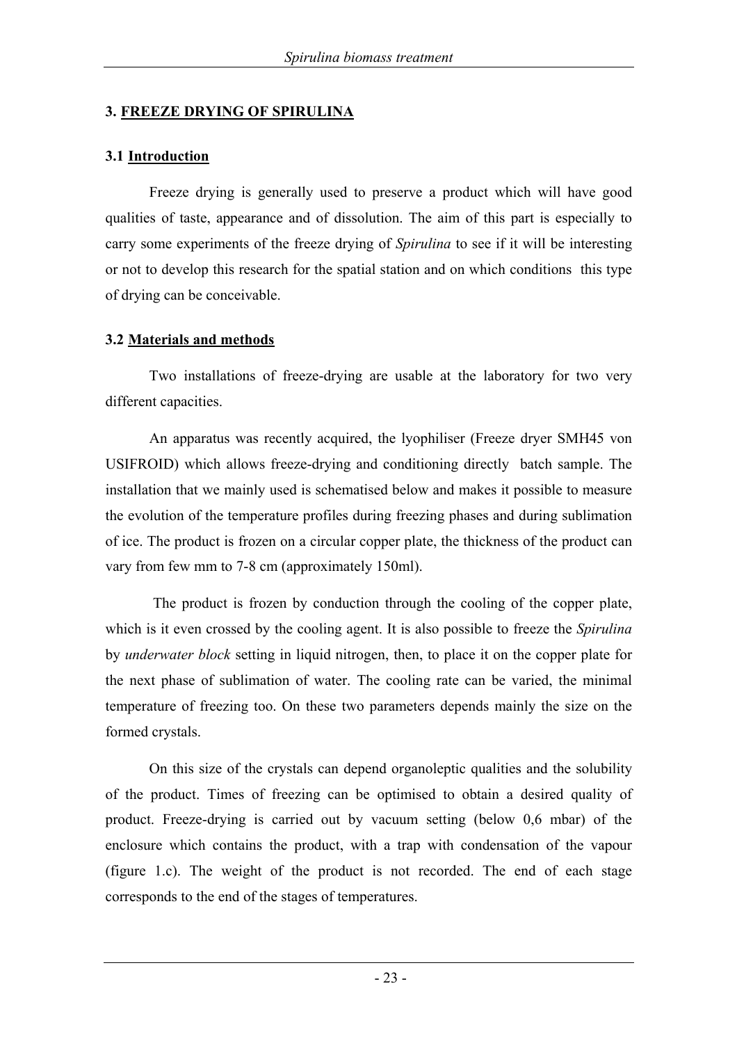## 3. FREEZE DRYING OF SPIRULINA

### 3.1 Introduction

Freeze drying is generally used to preserve a product which will have good qualities of taste, appearance and of dissolution. The aim of this part is especially to carry some experiments of the freeze drying of *Spirulina* to see if it will be interesting or not to develop this research for the spatial station and on which conditions this type of drying can be conceivable.

### 3.2 Materials and methods

Two installations of freeze-drying are usable at the laboratory for two very different capacities.

An apparatus was recently acquired, the lyophiliser (Freeze dryer SMH45 von USIFROID) which allows freeze-drying and conditioning directly batch sample. The installation that we mainly used is schematised below and makes it possible to measure the evolution of the temperature profiles during freezing phases and during sublimation of ice. The product is frozen on a circular copper plate, the thickness of the product can vary from few mm to 7-8 cm (approximately 150ml).

The product is frozen by conduction through the cooling of the copper plate, which is it even crossed by the cooling agent. It is also possible to freeze the *Spirulina* by *underwater block* setting in liquid nitrogen, then, to place it on the copper plate for the next phase of sublimation of water. The cooling rate can be varied, the minimal temperature of freezing too. On these two parameters depends mainly the size on the formed crystals.

On this size of the crystals can depend organoleptic qualities and the solubility of the product. Times of freezing can be optimised to obtain a desired quality of product. Freeze-drying is carried out by vacuum setting (below 0,6 mbar) of the enclosure which contains the product, with a trap with condensation of the vapour (figure 1.c). The weight of the product is not recorded. The end of each stage corresponds to the end of the stages of temperatures.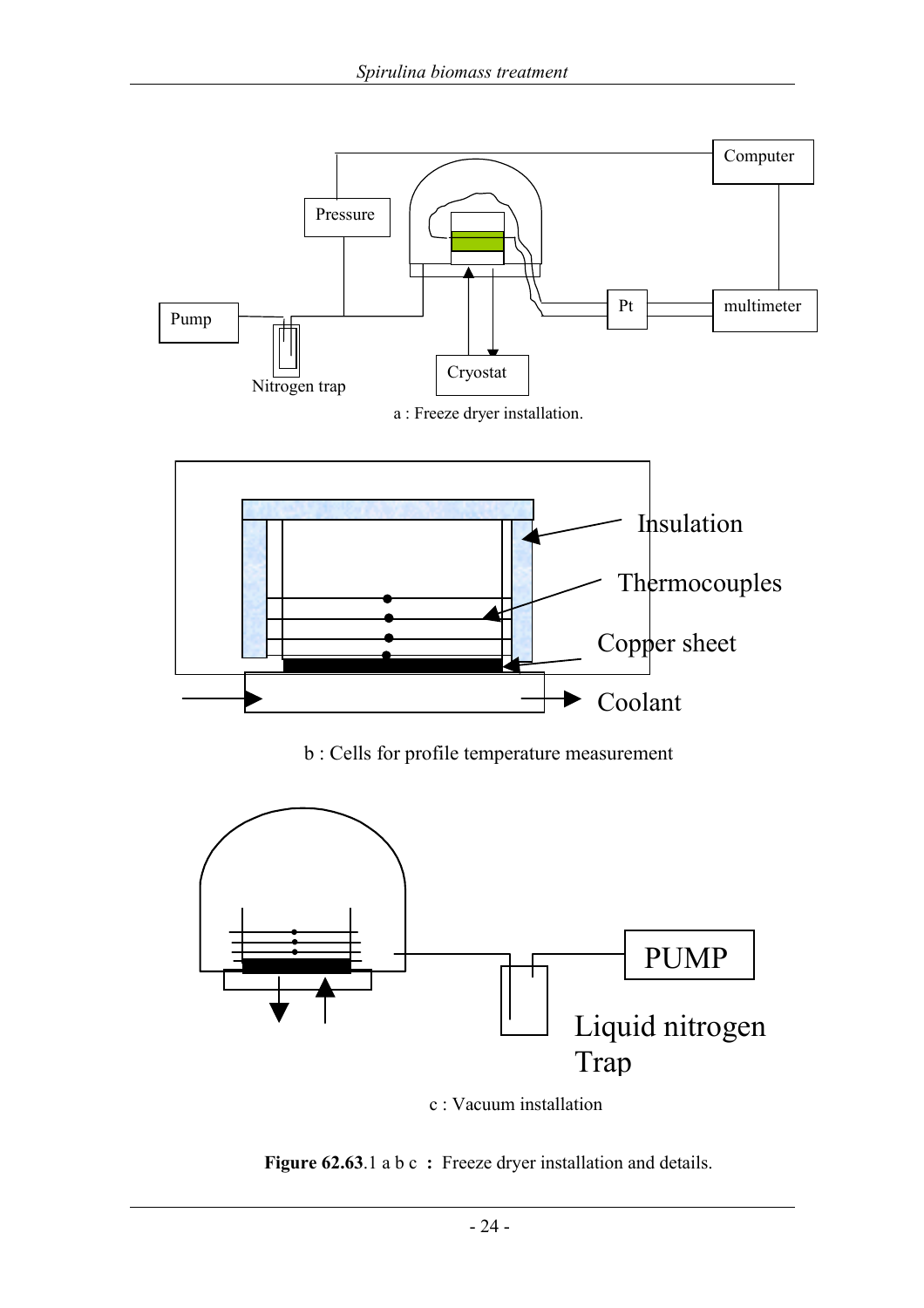a : Freeze dryer installation.

b : Cells for profile temperature measurement

c : Vacuum installation

**Figure 62.63**.1 a b c **:** Freeze dryer installation and details.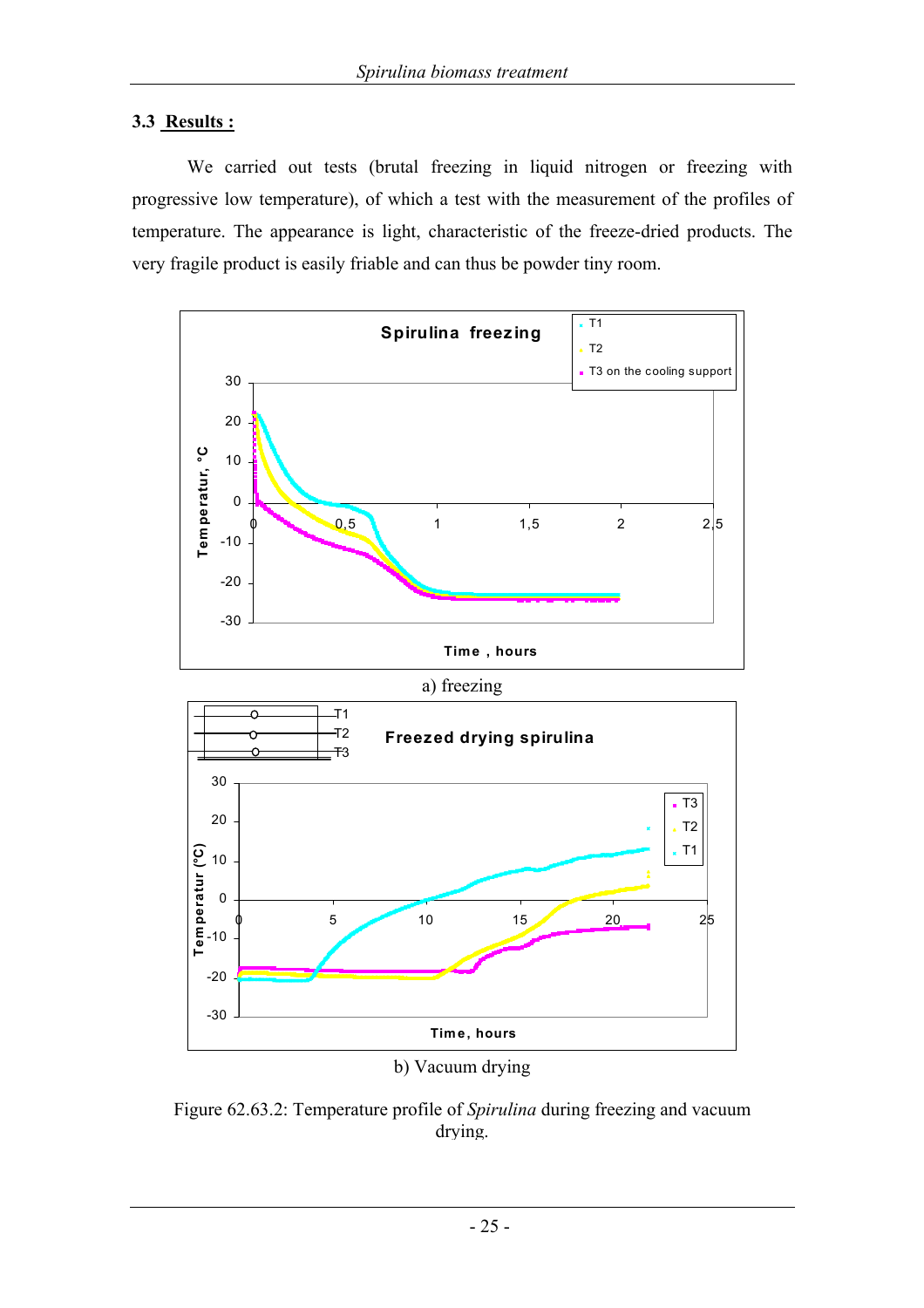### 3.3 Results :

We carried out tests (brutal freezing in liquid nitrogen or freezing with progressive low temperature), of which a test with the measurement of the profiles of temperature. The appearance is light, characteristic of the freeze-dried products. The very fragile product is easily friable and can thus be powder tiny room.

a) freezing

b) Vacuum drying

Figure 62.63.2: Temperature profile of *Spirulina* during freezing and vacuum drying.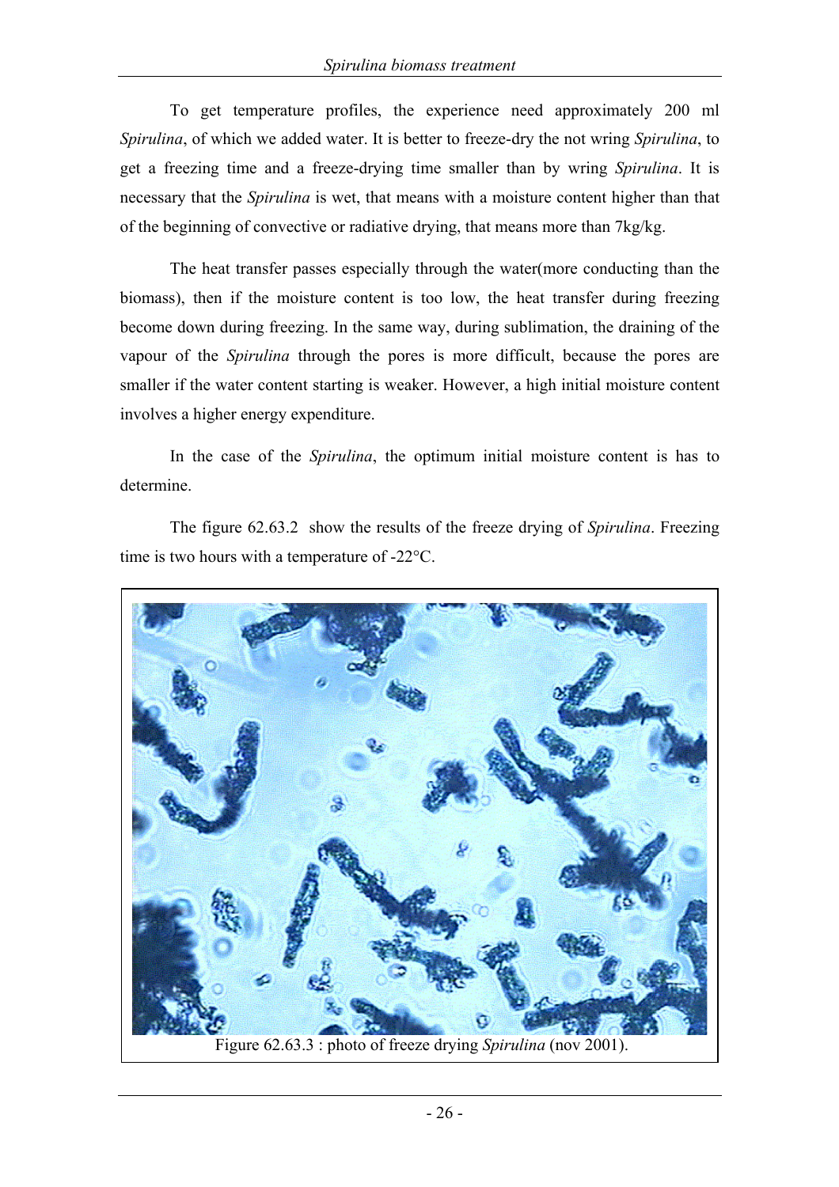To get temperature profiles, the experience need approximately 200 ml *Spirulina*, of which we added water. It is better to freeze-dry the not wring *Spirulina*, to get a freezing time and a freeze-drying time smaller than by wring *Spirulina*. It is necessary that the *Spirulina* is wet, that means with a moisture content higher than that of the beginning of convective or radiative drying, that means more than 7kg/kg.

The heat transfer passes especially through the water(more conducting than the biomass), then if the moisture content is too low, the heat transfer during freezing become down during freezing. In the same way, during sublimation, the draining of the vapour of the *Spirulina* through the pores is more difficult, because the pores are smaller if the water content starting is weaker. However, a high initial moisture content involves a higher energy expenditure.

In the case of the *Spirulina*, the optimum initial moisture content is has to determine.

The figure 62.63.2 show the results of the freeze drying of *Spirulina*. Freezing time is two hours with a temperature of -22°C.

Figure 62.63.3 : photo of freeze drying *Spirulina* (nov 2001).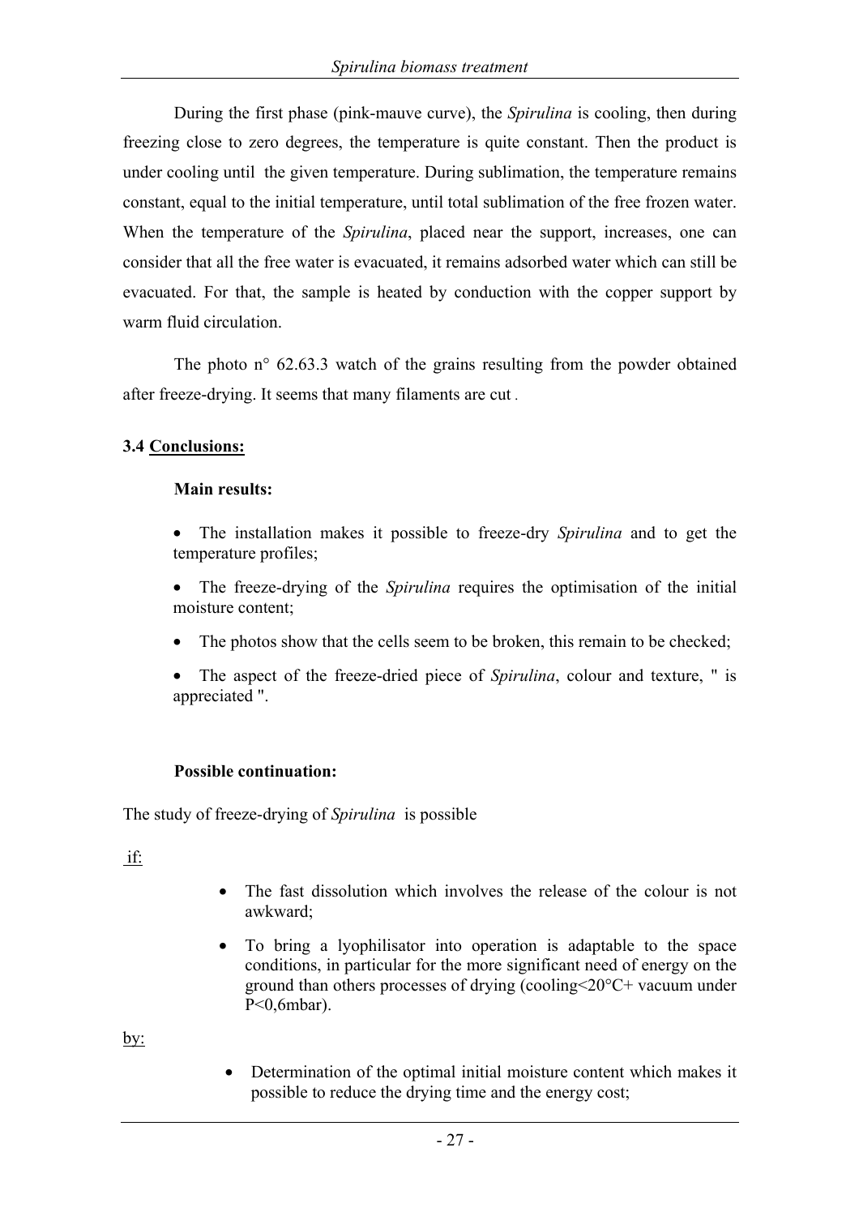During the first phase (pink-mauve curve), the *Spirulina* is cooling, then during freezing close to zero degrees, the temperature is quite constant. Then the product is under cooling until the given temperature. During sublimation, the temperature remains constant, equal to the initial temperature, until total sublimation of the free frozen water. When the temperature of the *Spirulina*, placed near the support, increases, one can consider that all the free water is evacuated, it remains adsorbed water which can still be evacuated. For that, the sample is heated by conduction with the copper support by warm fluid circulation.

The photo n° 62.63.3 watch of the grains resulting from the powder obtained after freeze-drying. It seems that many filaments are cut.

### 3.4 Conclusions:

**Main results:**

- The installation makes it possible to freeze-dry *Spirulina* and to get the temperature profiles;
- The freeze-drying of the *Spirulina* requires the optimisation of the initial moisture content;
- The photos show that the cells seem to be broken, this remain to be checked;
- The aspect of the freeze-dried piece of *Spirulina*, colour and texture, " is appreciated ".

**Possible continuation:**

The study of freeze-drying of *Spirulina* is possible

if:

- The fast dissolution which involves the release of the colour is not awkward;
- To bring a lyophilisator into operation is adaptable to the space conditions, in particular for the more significant need of energy on the ground than others processes of drying (cooling<20°C+ vacuum under P<0,6mbar).

by:

- Determination of the optimal initial moisture content which makes it possible to reduce the drying time and the energy cost;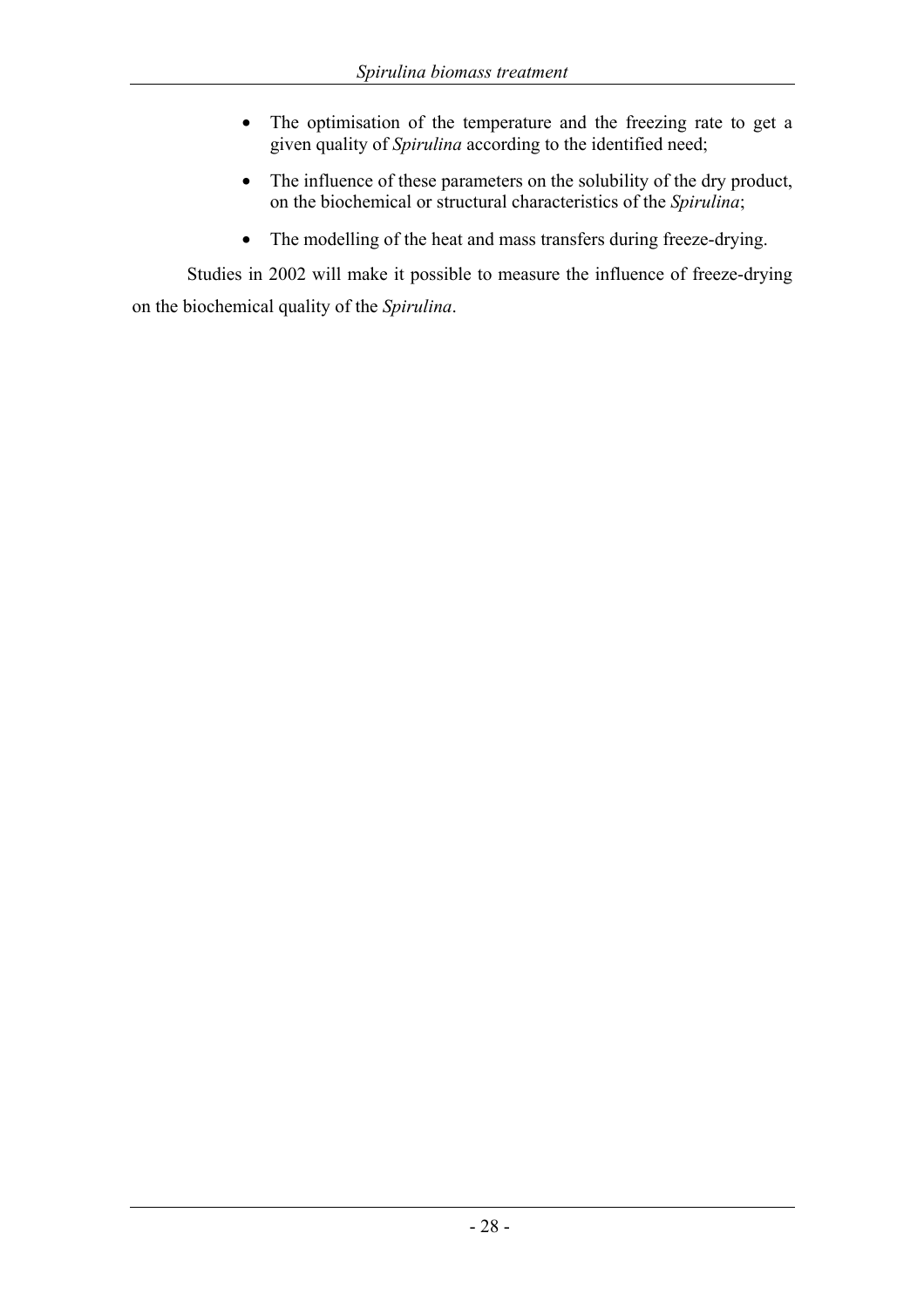- The optimisation of the temperature and the freezing rate to get a given quality of *Spirulina* according to the identified need;
- The influence of these parameters on the solubility of the dry product, on the biochemical or structural characteristics of the *Spirulina*;
- The modelling of the heat and mass transfers during freeze-drying.

Studies in 2002 will make it possible to measure the influence of freeze-drying on the biochemical quality of the *Spirulina*.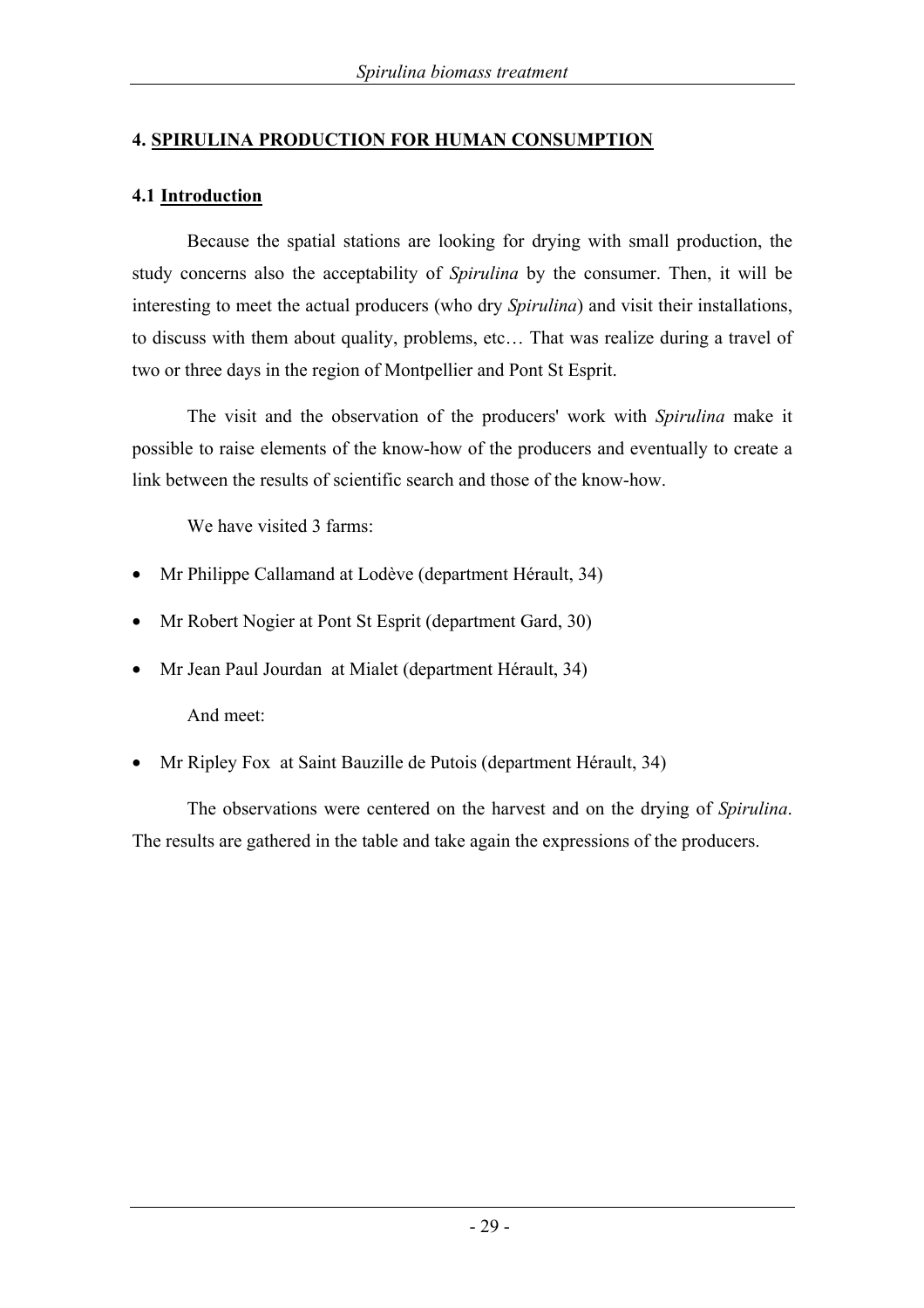## 4. SPIRULINA PRODUCTION FOR HUMAN CONSUMPTION

### 4.1 Introduction

Because the spatial stations are looking for drying with small production, the study concerns also the acceptability of *Spirulina* by the consumer. Then, it will be interesting to meet the actual producers (who dry *Spirulina*) and visit their installations, to discuss with them about quality, problems, etc… That was realize during a travel of two or three days in the region of Montpellier and Pont St Esprit.

The visit and the observation of the producers' work with *Spirulina* make it possible to raise elements of the know-how of the producers and eventually to create a link between the results of scientific search and those of the know-how.

We have visited 3 farms:

- Mr Philippe Callamand at Lodève (department Hérault, 34)
- Mr Robert Nogier at Pont St Esprit (department Gard, 30)
- Mr Jean Paul Jourdan at Mialet (department Hérault, 34)

And meet:

- Mr Ripley Fox at Saint Bauzille de Putois (department Hérault, 34)

The observations were centered on the harvest and on the drying of *Spirulina*. The results are gathered in the table and take again the expressions of the producers.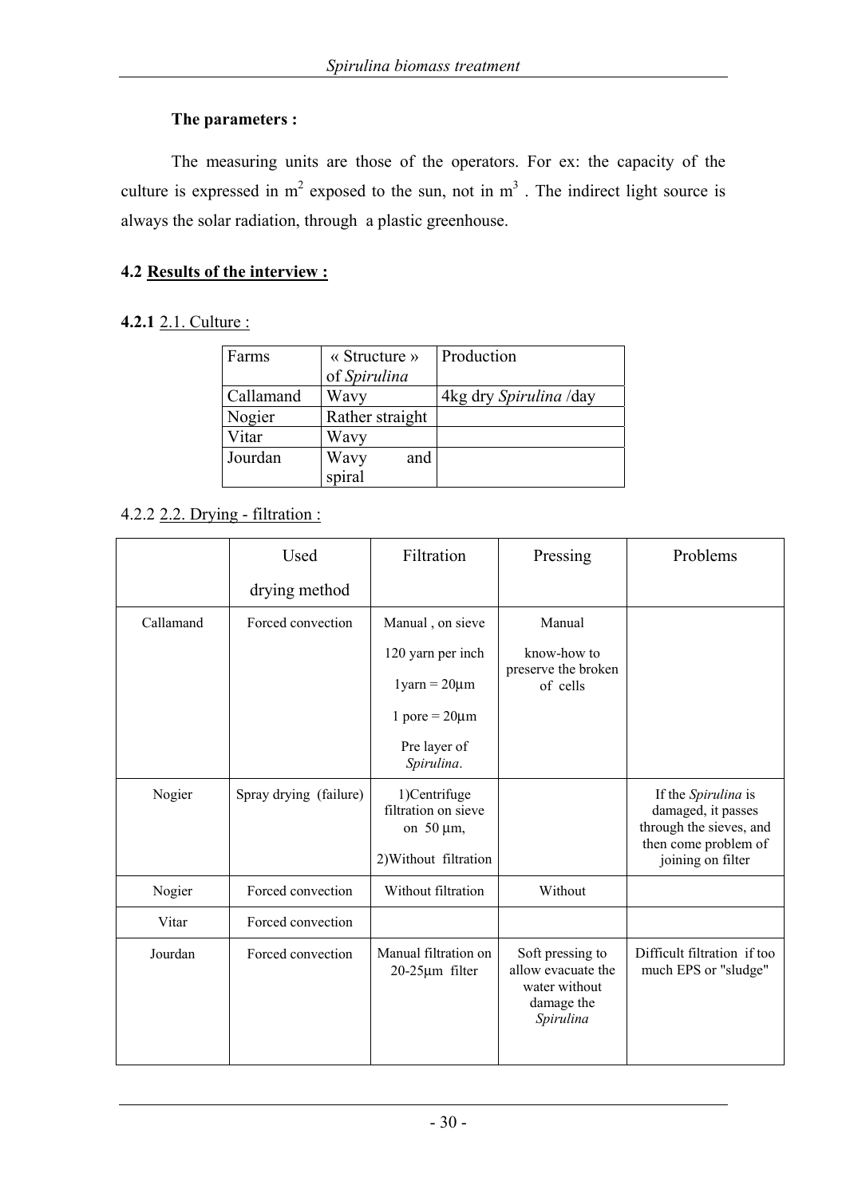**The parameters :**

The measuring units are those of the operators. For ex: the capacity of the culture is expressed in $m^2$ exposed to the sun, not in $m^3$ . The indirect light source is always the solar radiation, through a plastic greenhouse.

## 4.2 Results of the interview :

### 4.2.1 2.1. Culture :

| Farms | « Structure » of *Spirulina* | Production |
|---|---|---|
| Callamand | Wavy | 4kg dry *Spirulina* /day |
| Nogier | Rather straight | |
| Vitar | Wavy | |
| Jourdan | Wavy and spiral | |

### 4.2.2 2.2. Drying - filtration :

| | Used drying method | Filtration | Pressing | Problems |
|---|---|---|---|---|
| Callamand | Forced convection | Manual , on sieve<br>120 yarn per inch<br>1yarn = 20µm<br>1 pore = 20µm<br>Pre layer of *Spirulina*. | Manual<br>know-how to preserve the broken of cells | |
| Nogier | Spray drying (failure) | 1)Centrifuge filtration on sieve on 50 µm,<br>2)Without filtration | | If the *Spirulina* is damaged, it passes through the sieves, and then come problem of joining on filter |
| Nogier | Forced convection | Without filtration | Without | |
| Vitar | Forced convection | | | |
| Jourdan | Forced convection | Manual filtration on 20-25µm filter | Soft pressing to allow evacuate the water without damage the *Spirulina* | Difficult filtration if too much EPS or "sludge" |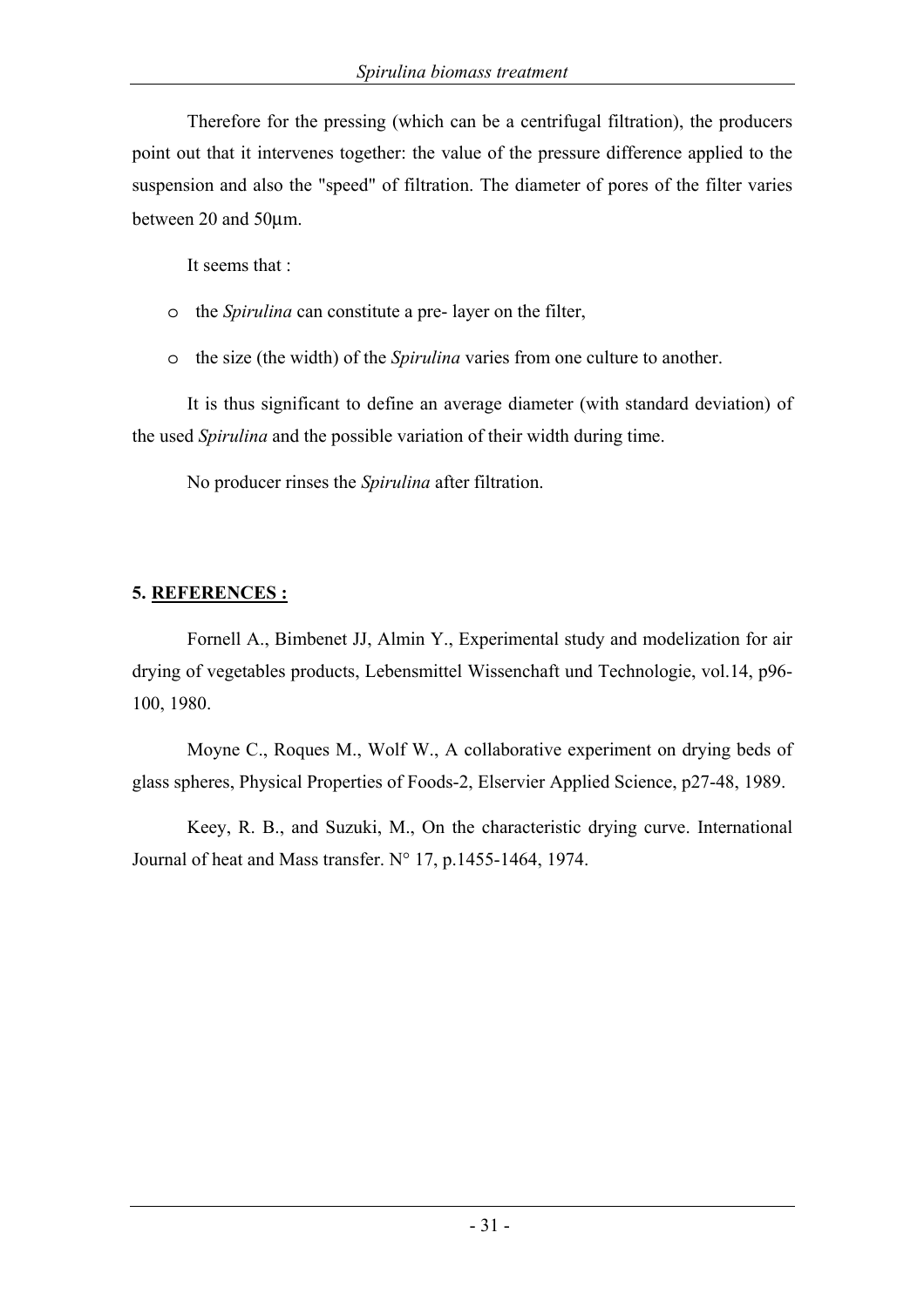Therefore for the pressing (which can be a centrifugal filtration), the producers point out that it intervenes together: the value of the pressure difference applied to the suspension and also the "speed" of filtration. The diameter of pores of the filter varies between 20 and 50µm.

It seems that :

- the *Spirulina* can constitute a pre- layer on the filter,
- the size (the width) of the *Spirulina* varies from one culture to another.

It is thus significant to define an average diameter (with standard deviation) of the used *Spirulina* and the possible variation of their width during time.

No producer rinses the *Spirulina* after filtration.

## 5. REFERENCES :

Fornell A., Bimbenet JJ, Almin Y., Experimental study and modelization for air drying of vegetables products, Lebensmittel Wissenchaft und Technologie, vol.14, p96-100, 1980.

Moyne C., Roques M., Wolf W., A collaborative experiment on drying beds of glass spheres, Physical Properties of Foods-2, Elservier Applied Science, p27-48, 1989.

Keey, R. B., and Suzuki, M., On the characteristic drying curve. International Journal of heat and Mass transfer. N° 17, p.1455-1464, 1974.